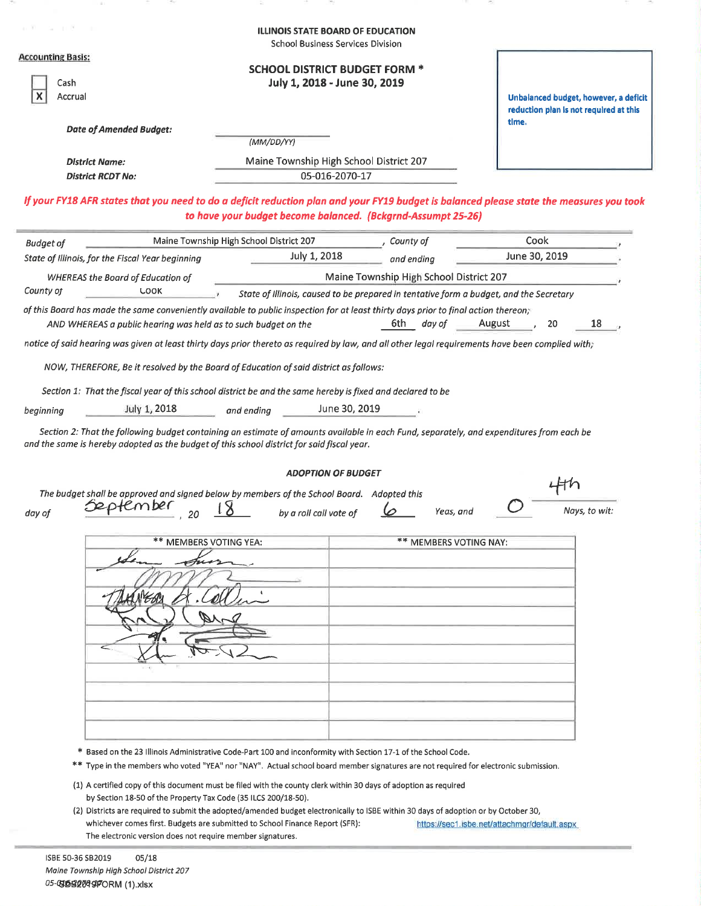ILLINOIS STATE BOARD OF EDUCATION

School Business Services Division

**Accounting Basis:**

- [ ] Cash
- [X] Accrual

## SCHOOL DISTRICT BUDGET FORM *
### July 1, 2018 - June 30, 2019

Unbalanced budget, however, a deficit reduction plan is not required at this time.

*Date of Amended Budget:* ____________ (MM/DD/YY)

*District Name:* Maine Township High School District 207

*District RCDT No:* 05-016-2070-17

*If your FY18 AFR states that you need to do a deficit reduction plan and your FY19 budget is balanced please state the measures you took to have your budget become balanced. (Bckgrnd-Assumpt 25-26)*

*Budget of* Maine Township High School District 207, *County of* Cook,

*State of Illinois, for the Fiscal Year beginning* July 1, 2018 *and ending* June 30, 2019.

*WHEREAS the Board of Education of* Maine Township High School District 207,

*County of* Cook, *State of Illinois, caused to be prepared in tentative form a budget, and the Secretary of this Board has made the same conveniently available to public inspection for at least thirty days prior to final action thereon;*

*AND WHEREAS a public hearing was held as to such budget on the* 6th *day of* August, 20 18,

*notice of said hearing was given at least thirty days prior thereto as required by law, and all other legal requirements have been complied with;*

*NOW, THEREFORE, Be it resolved by the Board of Education of said district as follows:*

*Section 1: That the fiscal year of this school district be and the same hereby is fixed and declared to be beginning* July 1, 2018 *and ending* June 30, 2019.

*Section 2: That the following budget containing an estimate of amounts available in each Fund, separately, and expenditures from each be and the same is hereby adopted as the budget of this school district for said fiscal year.*

### ADOPTION OF BUDGET

*The budget shall be approved and signed below by members of the School Board. Adopted this* 4th *day of* September, 20 18 *by a roll call vote of* 6 *Yeas, and* 0 *Nays, to wit:*

| ** MEMBERS VOTING YEA: | ** MEMBERS VOTING NAY: |
|---|---|
| [signature] | |
| [signature] | |
| [signature] | |
| [signature] | |
| [signature] | |
| [signature] | |
| | |
| | |
| | |
| | |

\* Based on the 23 Illinois Administrative Code-Part 100 and inconformity with Section 17-1 of the School Code.

\*\* Type in the members who voted "YEA" nor "NAY". Actual school board member signatures are not required for electronic submission.

(1) A certified copy of this document must be filed with the county clerk within 30 days of adoption as required by Section 18-50 of the Property Tax Code (35 ILCS 200/18-50).

(2) Districts are required to submit the adopted/amended budget electronically to ISBE within 30 days of adoption or by October 30, whichever comes first. Budgets are submitted to School Finance Report (SFR): https://sec1.isbe.net/attachmgr/default.aspx The electronic version does not require member signatures.

ISBE 50-36 SB2019 05/18

Maine Township High School District 207

05-016-2070-17 SB2019 FORM (1).xlsx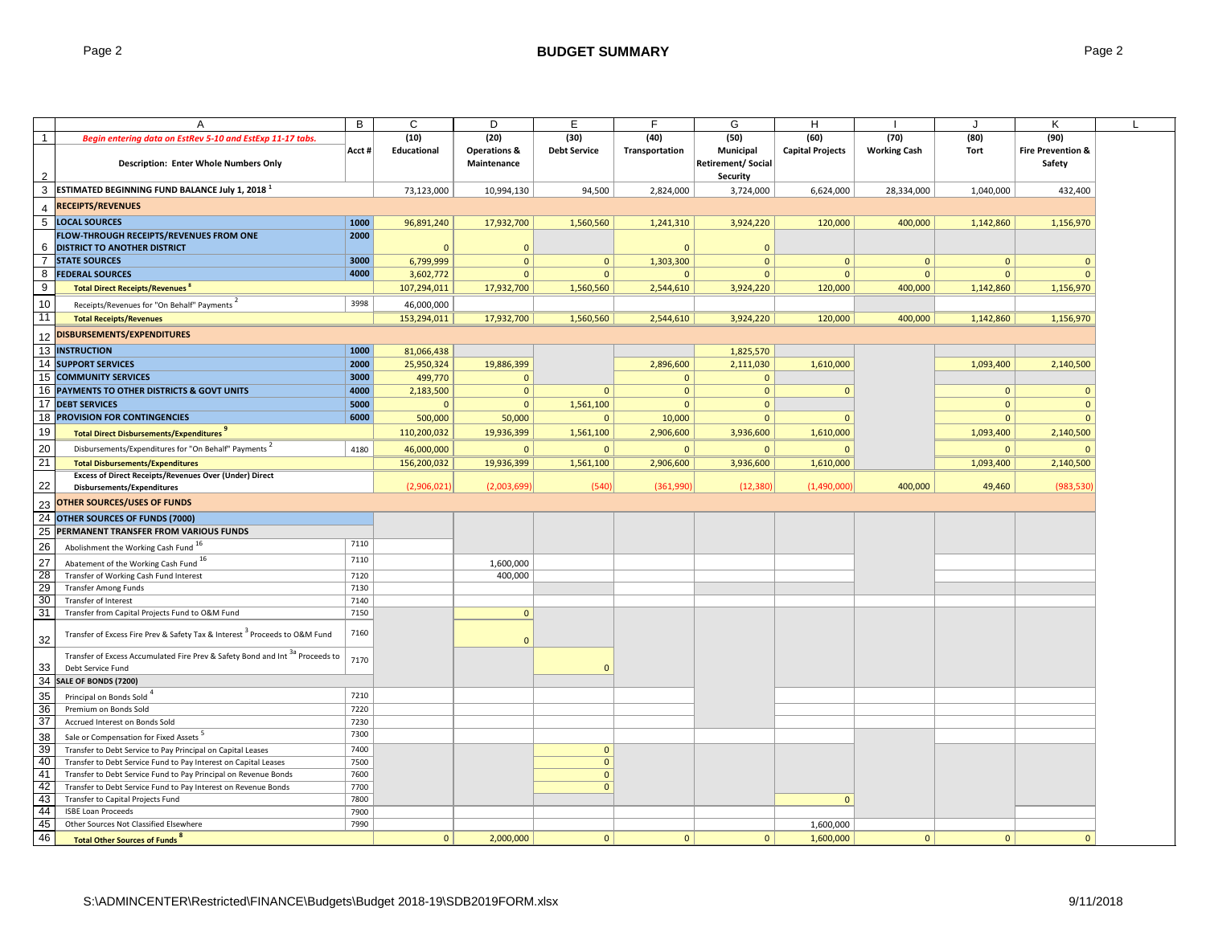# BUDGET SUMMARY

| | A | B | C | D | E | F | G | H | I | J | K |
|---|---|---|---|---|---|---|---|---|---|---|---|
| 1 | *Begin entering data on EstRev 5-10 and EstExp 11-17 tabs.* | | (10) | (20) | (30) | (40) | (50) | (60) | (70) | (80) | (90) |
| 2 | **Description: Enter Whole Numbers Only** | Acct # | Educational | Operations & Maintenance | Debt Service | Transportation | Municipal Retirement/ Social Security | Capital Projects | Working Cash | Tort | Fire Prevention & Safety |
| 3 | **ESTIMATED BEGINNING FUND BALANCE July 1, 2018** [1] | | 73,123,000 | 10,994,130 | 94,500 | 2,824,000 | 3,724,000 | 6,624,000 | 28,334,000 | 1,040,000 | 432,400 |
| 4 | **RECEIPTS/REVENUES** | | | | | | | | | | |
| 5 | **LOCAL SOURCES** | 1000 | 96,891,240 | 17,932,700 | 1,560,560 | 1,241,310 | 3,924,220 | 120,000 | 400,000 | 1,142,860 | 1,156,970 |
| 6 | **FLOW-THROUGH RECEIPTS/REVENUES FROM ONE DISTRICT TO ANOTHER DISTRICT** | 2000 | 0 | 0 | | 0 | 0 | | | | |
| 7 | **STATE SOURCES** | 3000 | 6,799,999 | 0 | 0 | 1,303,300 | 0 | 0 | 0 | 0 | 0 |
| 8 | **FEDERAL SOURCES** | 4000 | 3,602,772 | 0 | 0 | 0 | 0 | 0 | 0 | 0 | 0 |
| 9 | **Total Direct Receipts/Revenues** [8] | | 107,294,011 | 17,932,700 | 1,560,560 | 2,544,610 | 3,924,220 | 120,000 | 400,000 | 1,142,860 | 1,156,970 |
| 10 | Receipts/Revenues for "On Behalf" Payments [2] | 3998 | 46,000,000 | | | | | | | | |
| 11 | **Total Receipts/Revenues** | | 153,294,011 | 17,932,700 | 1,560,560 | 2,544,610 | 3,924,220 | 120,000 | 400,000 | 1,142,860 | 1,156,970 |
| 12 | **DISBURSEMENTS/EXPENDITURES** | | | | | | | | | | |
| 13 | **INSTRUCTION** | 1000 | 81,066,438 | | | | 1,825,570 | | | | |
| 14 | **SUPPORT SERVICES** | 2000 | 25,950,324 | 19,886,399 | | 2,896,600 | 2,111,030 | 1,610,000 | | 1,093,400 | 2,140,500 |
| 15 | **COMMUNITY SERVICES** | 3000 | 499,770 | 0 | | 0 | 0 | | | | |
| 16 | **PAYMENTS TO OTHER DISTRICTS & GOVT UNITS** | 4000 | 2,183,500 | 0 | 0 | 0 | 0 | 0 | | 0 | 0 |
| 17 | **DEBT SERVICES** | 5000 | 0 | 0 | 1,561,100 | 0 | 0 | | | 0 | 0 |
| 18 | **PROVISION FOR CONTINGENCIES** | 6000 | 500,000 | 50,000 | 0 | 10,000 | 0 | 0 | | 0 | 0 |
| 19 | **Total Direct Disbursements/Expenditures** [9] | | 110,200,032 | 19,936,399 | 1,561,100 | 2,906,600 | 3,936,600 | 1,610,000 | | 1,093,400 | 2,140,500 |
| 20 | Disbursements/Expenditures for "On Behalf" Payments [2] | 4180 | 46,000,000 | 0 | 0 | 0 | 0 | 0 | | 0 | 0 |
| 21 | **Total Disbursements/Expenditures** | | 156,200,032 | 19,936,399 | 1,561,100 | 2,906,600 | 3,936,600 | 1,610,000 | | 1,093,400 | 2,140,500 |
| 22 | **Excess of Direct Receipts/Revenues Over (Under) Direct Disbursements/Expenditures** | | (2,906,021) | (2,003,699) | (540) | (361,990) | (12,380) | (1,490,000) | 400,000 | 49,460 | (983,530) |
| 23 | **OTHER SOURCES/USES OF FUNDS** | | | | | | | | | | |
| 24 | **OTHER SOURCES OF FUNDS (7000)** | | | | | | | | | | |
| 25 | **PERMANENT TRANSFER FROM VARIOUS FUNDS** | | | | | | | | | | |
| 26 | Abolishment the Working Cash Fund [16] | 7110 | | | | | | | | | |
| 27 | Abatement of the Working Cash Fund [16] | 7110 | | 1,600,000 | | | | | | | |
| 28 | Transfer of Working Cash Fund Interest | 7120 | | 400,000 | | | | | | | |
| 29 | Transfer Among Funds | 7130 | | | | | | | | | |
| 30 | Transfer of Interest | 7140 | | | | | | | | | |
| 31 | Transfer from Capital Projects Fund to O&M Fund | 7150 | | 0 | | | | | | | |
| 32 | Transfer of Excess Fire Prev & Safety Tax & Interest [3] Proceeds to O&M Fund | 7160 | | 0 | | | | | | | |
| 33 | Transfer of Excess Accumulated Fire Prev & Safety Bond and Int [3a] Proceeds to Debt Service Fund | 7170 | | | 0 | | | | | | |
| 34 | **SALE OF BONDS (7200)** | | | | | | | | | | |
| 35 | Principal on Bonds Sold [4] | 7210 | | | | | | | | | |
| 36 | Premium on Bonds Sold | 7220 | | | | | | | | | |
| 37 | Accrued Interest on Bonds Sold | 7230 | | | | | | | | | |
| 38 | Sale or Compensation for Fixed Assets [5] | 7300 | | | | | | | | | |
| 39 | Transfer to Debt Service to Pay Principal on Capital Leases | 7400 | | | 0 | | | | | | |
| 40 | Transfer to Debt Service Fund to Pay Interest on Capital Leases | 7500 | | | 0 | | | | | | |
| 41 | Transfer to Debt Service Fund to Pay Principal on Revenue Bonds | 7600 | | | 0 | | | | | | |
| 42 | Transfer to Debt Service Fund to Pay Interest on Revenue Bonds | 7700 | | | 0 | | | | | | |
| 43 | Transfer to Capital Projects Fund | 7800 | | | | | | 0 | | | |
| 44 | ISBE Loan Proceeds | 7900 | | | | | | | | | |
| 45 | Other Sources Not Classified Elsewhere | 7990 | | | | | | 1,600,000 | | | |
| 46 | **Total Other Sources of Funds** [8] | | 0 | 2,000,000 | 0 | 0 | 0 | 1,600,000 | 0 | 0 | 0 |

S:\ADMINCENTER\Restricted\FINANCE\Budgets\Budget 2018-19\SDB2019FORM.xlsx 9/11/2018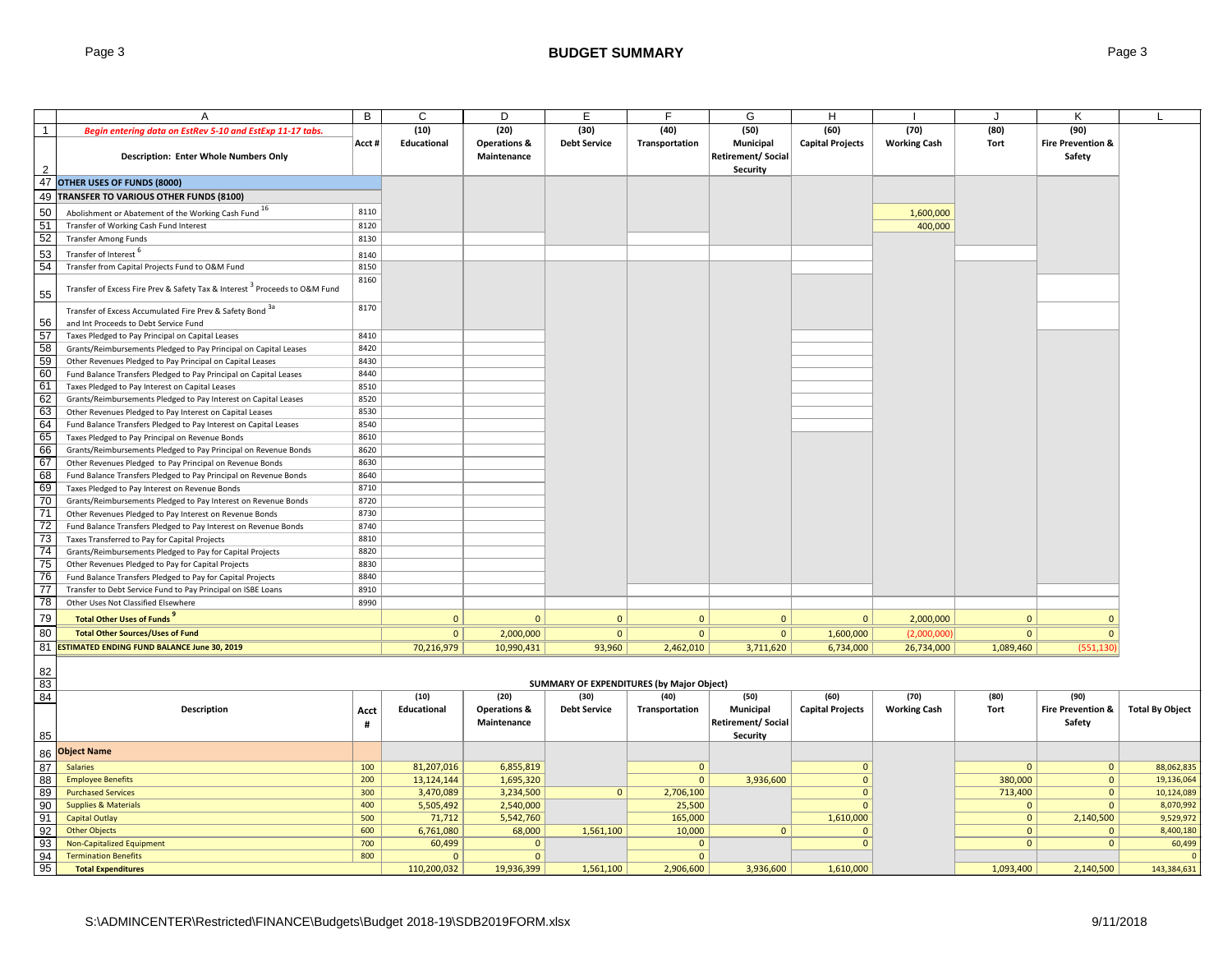# BUDGET SUMMARY

| | A | B | C | D | E | F | G | H | I | J | K | L |
|---|---|---|---|---|---|---|---|---|---|---|---|---|
| 1 | *Begin entering data on EstRev 5-10 and EstExp 11-17 tabs.* | | (10) | (20) | (30) | (40) | (50) | (60) | (70) | (80) | (90) | |
| 2 | **Description: Enter Whole Numbers Only** | Acct # | Educational | Operations & Maintenance | Debt Service | Transportation | Municipal Retirement/ Social Security | Capital Projects | Working Cash | Tort | Fire Prevention & Safety | |
| 47 | **OTHER USES OF FUNDS (8000)** | | | | | | | | | | | |
| 49 | **TRANSFER TO VARIOUS OTHER FUNDS (8100)** | | | | | | | | | | | |
| 50 | Abolishment or Abatement of the Working Cash Fund [16] | 8110 | | | | | | | 1,600,000 | | | |
| 51 | Transfer of Working Cash Fund Interest | 8120 | | | | | | | 400,000 | | | |
| 52 | Transfer Among Funds | 8130 | | | | | | | | | | |
| 53 | Transfer of Interest [6] | 8140 | | | | | | | | | | |
| 54 | Transfer from Capital Projects Fund to O&M Fund | 8150 | | | | | | | | | | |
| 55 | Transfer of Excess Fire Prev & Safety Tax & Interest [3] Proceeds to O&M Fund | 8160 | | | | | | | | | | |
| 56 | Transfer of Excess Accumulated Fire Prev & Safety Bond [3a] and Int Proceeds to Debt Service Fund | 8170 | | | | | | | | | | |
| 57 | Taxes Pledged to Pay Principal on Capital Leases | 8410 | | | | | | | | | | |
| 58 | Grants/Reimbursements Pledged to Pay Principal on Capital Leases | 8420 | | | | | | | | | | |
| 59 | Other Revenues Pledged to Pay Principal on Capital Leases | 8430 | | | | | | | | | | |
| 60 | Fund Balance Transfers Pledged to Pay Principal on Capital Leases | 8440 | | | | | | | | | | |
| 61 | Taxes Pledged to Pay Interest on Capital Leases | 8510 | | | | | | | | | | |
| 62 | Grants/Reimbursements Pledged to Pay Interest on Capital Leases | 8520 | | | | | | | | | | |
| 63 | Other Revenues Pledged to Pay Interest on Capital Leases | 8530 | | | | | | | | | | |
| 64 | Fund Balance Transfers Pledged to Pay Interest on Capital Leases | 8540 | | | | | | | | | | |
| 65 | Taxes Pledged to Pay Principal on Revenue Bonds | 8610 | | | | | | | | | | |
| 66 | Grants/Reimbursements Pledged to Pay Principal on Revenue Bonds | 8620 | | | | | | | | | | |
| 67 | Other Revenues Pledged to Pay Principal on Revenue Bonds | 8630 | | | | | | | | | | |
| 68 | Fund Balance Transfers Pledged to Pay Principal on Revenue Bonds | 8640 | | | | | | | | | | |
| 69 | Taxes Pledged to Pay Interest on Revenue Bonds | 8710 | | | | | | | | | | |
| 70 | Grants/Reimbursements Pledged to Pay Interest on Revenue Bonds | 8720 | | | | | | | | | | |
| 71 | Other Revenues Pledged to Pay Interest on Revenue Bonds | 8730 | | | | | | | | | | |
| 72 | Fund Balance Transfers Pledged to Pay Interest on Revenue Bonds | 8740 | | | | | | | | | | |
| 73 | Taxes Transferred to Pay for Capital Projects | 8810 | | | | | | | | | | |
| 74 | Grants/Reimbursements Pledged to Pay for Capital Projects | 8820 | | | | | | | | | | |
| 75 | Other Revenues Pledged to Pay for Capital Projects | 8830 | | | | | | | | | | |
| 76 | Fund Balance Transfers Pledged to Pay for Capital Projects | 8840 | | | | | | | | | | |
| 77 | Transfer to Debt Service Fund to Pay Principal on ISBE Loans | 8910 | | | | | | | | | | |
| 78 | Other Uses Not Classified Elsewhere | 8990 | | | | | | | | | | |
| 79 | **Total Other Uses of Funds [9]** | | 0 | 0 | 0 | 0 | 0 | 0 | 2,000,000 | 0 | 0 | |
| 80 | **Total Other Sources/Uses of Fund** | | 0 | 2,000,000 | 0 | 0 | 0 | 1,600,000 | (2,000,000) | 0 | 0 | |
| 81 | **ESTIMATED ENDING FUND BALANCE June 30, 2019** | | 70,216,979 | 10,990,431 | 93,960 | 2,462,010 | 3,711,620 | 6,734,000 | 26,734,000 | 1,089,460 | (551,130) | |

## SUMMARY OF EXPENDITURES (by Major Object)

| | Description | Acct # | (10) Educational | (20) Operations & Maintenance | (30) Debt Service | (40) Transportation | (50) Municipal Retirement/ Social Security | (60) Capital Projects | (70) Working Cash | (80) Tort | (90) Fire Prevention & Safety | Total By Object |
|---|---|---|---|---|---|---|---|---|---|---|---|---|
| 86 | **Object Name** | | | | | | | | | | | |
| 87 | Salaries | 100 | 81,207,016 | 6,855,819 | | 0 | | 0 | | 0 | 0 | 88,062,835 |
| 88 | Employee Benefits | 200 | 13,124,144 | 1,695,320 | | 0 | 3,936,600 | 0 | | 380,000 | 0 | 19,136,064 |
| 89 | Purchased Services | 300 | 3,470,089 | 3,234,500 | 0 | 2,706,100 | | 0 | | 713,400 | 0 | 10,124,089 |
| 90 | Supplies & Materials | 400 | 5,505,492 | 2,540,000 | | 25,500 | | 0 | | 0 | 0 | 8,070,992 |
| 91 | Capital Outlay | 500 | 71,712 | 5,542,760 | | 165,000 | | 1,610,000 | | 0 | 2,140,500 | 9,529,972 |
| 92 | Other Objects | 600 | 6,761,080 | 68,000 | 1,561,100 | 10,000 | 0 | 0 | | 0 | 0 | 8,400,180 |
| 93 | Non-Capitalized Equipment | 700 | 60,499 | 0 | | 0 | | 0 | | 0 | 0 | 60,499 |
| 94 | Termination Benefits | 800 | 0 | 0 | | 0 | | | | | | 0 |
| 95 | **Total Expenditures** | | 110,200,032 | 19,936,399 | 1,561,100 | 2,906,600 | 3,936,600 | 1,610,000 | | 1,093,400 | 2,140,500 | 143,384,631 |

S:\ADMINCENTER\Restricted\FINANCE\Budgets\Budget 2018-19\SDB2019FORM.xlsx 9/11/2018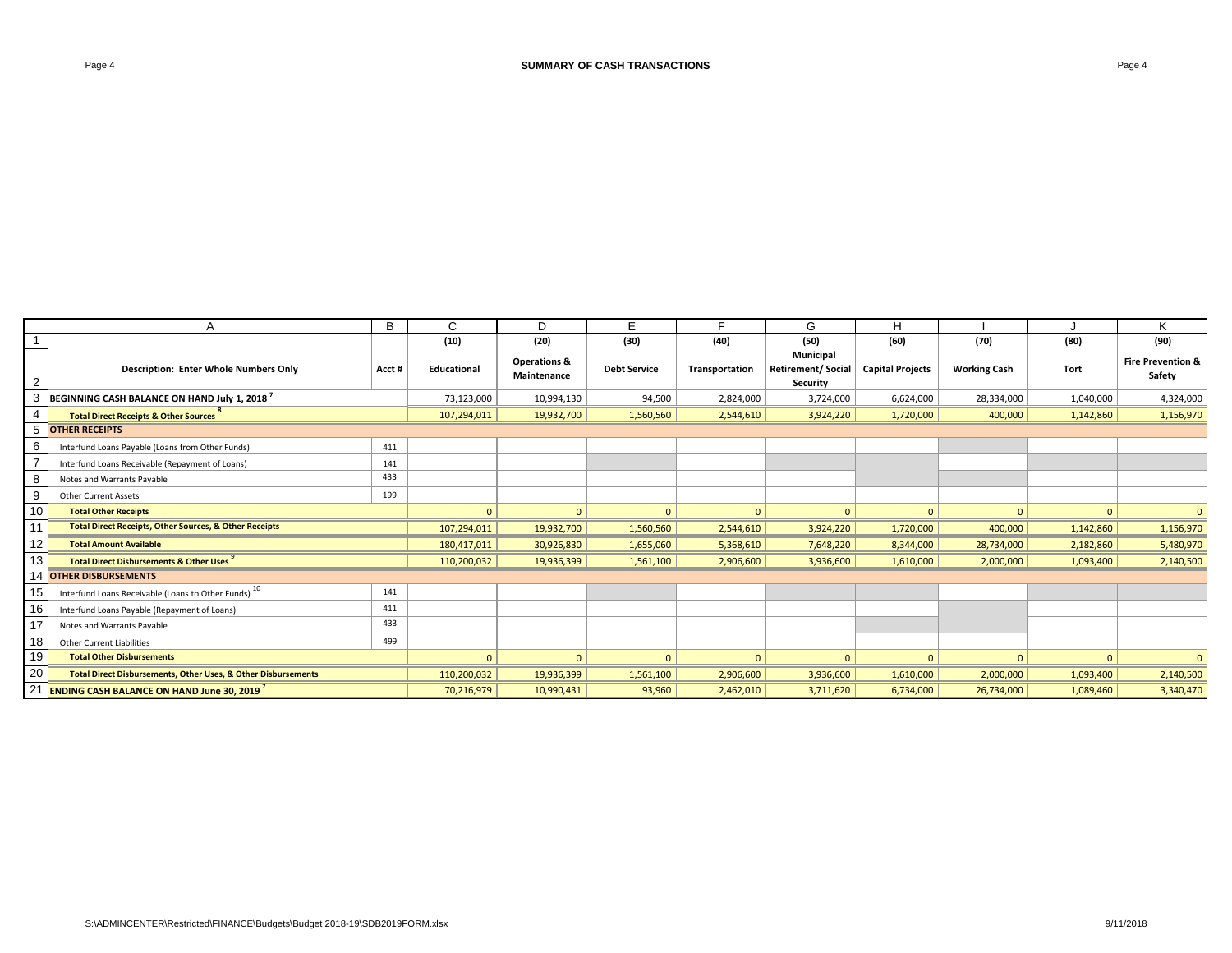# SUMMARY OF CASH TRANSACTIONS

| | A | B | C | D | E | F | G | H | I | J | K |
|---|---|---|---|---|---|---|---|---|---|---|---|
| 1 | | | (10) | (20) | (30) | (40) | (50) | (60) | (70) | (80) | (90) |
| 2 | **Description: Enter Whole Numbers Only** | **Acct #** | **Educational** | **Operations & Maintenance** | **Debt Service** | **Transportation** | **Municipal Retirement/ Social Security** | **Capital Projects** | **Working Cash** | **Tort** | **Fire Prevention & Safety** |
| 3 | **BEGINNING CASH BALANCE ON HAND July 1, 2018** [7] | | 73,123,000 | 10,994,130 | 94,500 | 2,824,000 | 3,724,000 | 6,624,000 | 28,334,000 | 1,040,000 | 4,324,000 |
| 4 | **Total Direct Receipts & Other Sources** [8] | | 107,294,011 | 19,932,700 | 1,560,560 | 2,544,610 | 3,924,220 | 1,720,000 | 400,000 | 1,142,860 | 1,156,970 |
| 5 | **OTHER RECEIPTS** | | | | | | | | | | |
| 6 | Interfund Loans Payable (Loans from Other Funds) | 411 | | | | | | | | | |
| 7 | Interfund Loans Receivable (Repayment of Loans) | 141 | | | | | | | | | |
| 8 | Notes and Warrants Payable | 433 | | | | | | | | | |
| 9 | Other Current Assets | 199 | | | | | | | | | |
| 10 | **Total Other Receipts** | | 0 | 0 | 0 | 0 | 0 | 0 | 0 | 0 | 0 |
| 11 | **Total Direct Receipts, Other Sources, & Other Receipts** | | 107,294,011 | 19,932,700 | 1,560,560 | 2,544,610 | 3,924,220 | 1,720,000 | 400,000 | 1,142,860 | 1,156,970 |
| 12 | **Total Amount Available** | | 180,417,011 | 30,926,830 | 1,655,060 | 5,368,610 | 7,648,220 | 8,344,000 | 28,734,000 | 2,182,860 | 5,480,970 |
| 13 | **Total Direct Disbursements & Other Uses** [9] | | 110,200,032 | 19,936,399 | 1,561,100 | 2,906,600 | 3,936,600 | 1,610,000 | 2,000,000 | 1,093,400 | 2,140,500 |
| 14 | **OTHER DISBURSEMENTS** | | | | | | | | | | |
| 15 | Interfund Loans Receivable (Loans to Other Funds) [10] | 141 | | | | | | | | | |
| 16 | Interfund Loans Payable (Repayment of Loans) | 411 | | | | | | | | | |
| 17 | Notes and Warrants Payable | 433 | | | | | | | | | |
| 18 | Other Current Liabilities | 499 | | | | | | | | | |
| 19 | **Total Other Disbursements** | | 0 | 0 | 0 | 0 | 0 | 0 | 0 | 0 | 0 |
| 20 | **Total Direct Disbursements, Other Uses, & Other Disbursements** | | 110,200,032 | 19,936,399 | 1,561,100 | 2,906,600 | 3,936,600 | 1,610,000 | 2,000,000 | 1,093,400 | 2,140,500 |
| 21 | **ENDING CASH BALANCE ON HAND June 30, 2019** [7] | | 70,216,979 | 10,990,431 | 93,960 | 2,462,010 | 3,711,620 | 6,734,000 | 26,734,000 | 1,089,460 | 3,340,470 |

S:\ADMINCENTER\Restricted\FINANCE\Budgets\Budget 2018-19\SDB2019FORM.xlsx

9/11/2018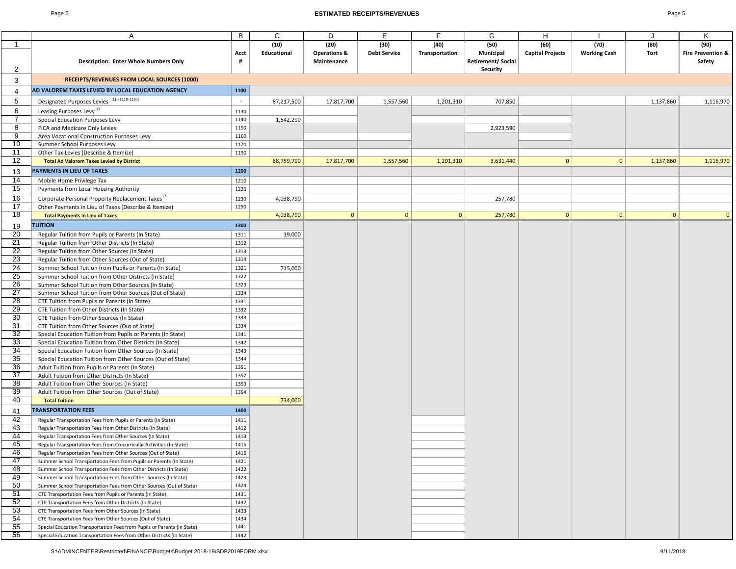# ESTIMATED RECEIPTS/REVENUES

| | A | B | C | D | E | F | G | H | I | J | K |
|---|---|---|---|---|---|---|---|---|---|---|---|
| 1 | | | (10) | (20) | (30) | (40) | (50) | (60) | (70) | (80) | (90) |
| 2 | Description: Enter Whole Numbers Only | Acct # | Educational | Operations & Maintenance | Debt Service | Transportation | Municipal Retirement/ Social Security | Capital Projects | Working Cash | Tort | Fire Prevention & Safety |
| 3 | **RECEIPTS/REVENUES FROM LOCAL SOURCES (1000)** | | | | | | | | | | |
| 4 | **AD VALOREM TAXES LEVIED BY LOCAL EDUCATION AGENCY** | **1100** | | | | | | | | | |
| 5 | Designated Purposes Levies [11] (1110-1120) | - | 87,217,500 | 17,817,700 | 1,557,560 | 1,201,310 | 707,850 | | | 1,137,860 | 1,116,970 |
| 6 | Leasing Purposes Levy [12] | 1130 | | | | | | | | | |
| 7 | Special Education Purposes Levy | 1140 | 1,542,290 | | | | | | | | |
| 8 | FICA and Medicare Only Levies | 1150 | | | | | 2,923,590 | | | | |
| 9 | Area Vocational Construction Purposes Levy | 1160 | | | | | | | | | |
| 10 | Summer School Purposes Levy | 1170 | | | | | | | | | |
| 11 | Other Tax Levies (Describe & Itemize) | 1190 | | | | | | | | | |
| 12 | **Total Ad Valorem Taxes Levied by District** | | 88,759,790 | 17,817,700 | 1,557,560 | 1,201,310 | 3,631,440 | 0 | 0 | 1,137,860 | 1,116,970 |
| 13 | **PAYMENTS IN LIEU OF TAXES** | **1200** | | | | | | | | | |
| 14 | Mobile Home Privilege Tax | 1210 | | | | | | | | | |
| 15 | Payments from Local Housing Authority | 1220 | | | | | | | | | |
| 16 | Corporate Personal Property Replacement Taxes [13] | 1230 | 4,038,790 | | | | 257,780 | | | | |
| 17 | Other Payments in Lieu of Taxes (Describe & Itemize) | 1290 | | | | | | | | | |
| 18 | **Total Payments in Lieu of Taxes** | | 4,038,790 | 0 | 0 | 0 | 257,780 | 0 | 0 | 0 | 0 |
| 19 | **TUITION** | **1300** | | | | | | | | | |
| 20 | Regular Tuition from Pupils or Parents (In State) | 1311 | 19,000 | | | | | | | | |
| 21 | Regular Tuition from Other Districts (In State) | 1312 | | | | | | | | | |
| 22 | Regular Tuition from Other Sources (In State) | 1313 | | | | | | | | | |
| 23 | Regular Tuition from Other Sources (Out of State) | 1314 | | | | | | | | | |
| 24 | Summer School Tuition from Pupils or Parents (In State) | 1321 | 715,000 | | | | | | | | |
| 25 | Summer School Tuition from Other Districts (In State) | 1322 | | | | | | | | | |
| 26 | Summer School Tuition from Other Sources (In State) | 1323 | | | | | | | | | |
| 27 | Summer School Tuition from Other Sources (Out of State) | 1324 | | | | | | | | | |
| 28 | CTE Tuition from Pupils or Parents (In State) | 1331 | | | | | | | | | |
| 29 | CTE Tuition from Other Districts (In State) | 1332 | | | | | | | | | |
| 30 | CTE Tuition from Other Sources (In State) | 1333 | | | | | | | | | |
| 31 | CTE Tuition from Other Sources (Out of State) | 1334 | | | | | | | | | |
| 32 | Special Education Tuition from Pupils or Parents (In State) | 1341 | | | | | | | | | |
| 33 | Special Education Tuition from Other Districts (In State) | 1342 | | | | | | | | | |
| 34 | Special Education Tuition from Other Sources (In State) | 1343 | | | | | | | | | |
| 35 | Special Education Tuition from Other Sources (Out of State) | 1344 | | | | | | | | | |
| 36 | Adult Tuition from Pupils or Parents (In State) | 1351 | | | | | | | | | |
| 37 | Adult Tuition from Other Districts (In State) | 1352 | | | | | | | | | |
| 38 | Adult Tuition from Other Sources (In State) | 1353 | | | | | | | | | |
| 39 | Adult Tuition from Other Sources (Out of State) | 1354 | | | | | | | | | |
| 40 | **Total Tuition** | | 734,000 | | | | | | | | |
| 41 | **TRANSPORTATION FEES** | **1400** | | | | | | | | | |
| 42 | Regular Transportation Fees from Pupils or Parents (In State) | 1411 | | | | | | | | | |
| 43 | Regular Transportation Fees from Other Districts (In State) | 1412 | | | | | | | | | |
| 44 | Regular Transportation Fees from Other Sources (In State) | 1413 | | | | | | | | | |
| 45 | Regular Transportation Fees from Co-curricular Activities (In State) | 1415 | | | | | | | | | |
| 46 | Regular Transportation Fees from Other Sources (Out of State) | 1416 | | | | | | | | | |
| 47 | Summer School Transportation Fees from Pupils or Parents (In State) | 1421 | | | | | | | | | |
| 48 | Summer School Transportation Fees from Other Districts (In State) | 1422 | | | | | | | | | |
| 49 | Summer School Transportation Fees from Other Sources (In State) | 1423 | | | | | | | | | |
| 50 | Summer School Transportation Fees from Other Sources (Out of State) | 1424 | | | | | | | | | |
| 51 | CTE Transportation Fees from Pupils or Parents (In State) | 1431 | | | | | | | | | |
| 52 | CTE Transportation Fees from Other Districts (In State) | 1432 | | | | | | | | | |
| 53 | CTE Transportation Fees from Other Sources (In State) | 1433 | | | | | | | | | |
| 54 | CTE Transportation Fees from Other Sources (Out of State) | 1434 | | | | | | | | | |
| 55 | Special Education Transportation Fees from Pupils or Parents (In State) | 1441 | | | | | | | | | |
| 56 | Special Education Transportation Fees from Other Districts (In State) | 1442 | | | | | | | | | |

S:\ADMINCENTER\Restricted\FINANCE\Budgets\Budget 2018-19\SDB2019FORM.xlsx

9/11/2018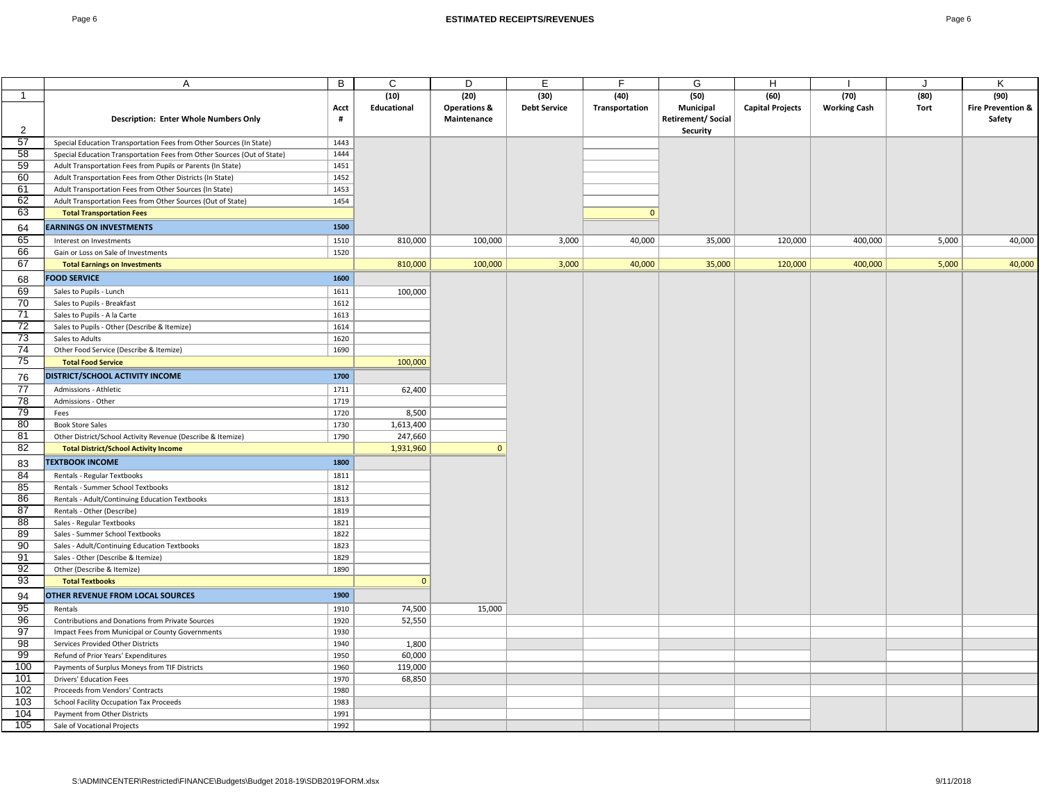## ESTIMATED RECEIPTS/REVENUES

| | A | B | C | D | E | F | G | H | I | J | K |
|---|---|---|---|---|---|---|---|---|---|---|---|
| 1 | | | (10) | (20) | (30) | (40) | (50) | (60) | (70) | (80) | (90) |
| 2 | **Description: Enter Whole Numbers Only** | **Acct #** | **Educational** | **Operations & Maintenance** | **Debt Service** | **Transportation** | **Municipal Retirement/ Social Security** | **Capital Projects** | **Working Cash** | **Tort** | **Fire Prevention & Safety** |
| 57 | Special Education Transportation Fees from Other Sources (In State) | 1443 | | | | | | | | | |
| 58 | Special Education Transportation Fees from Other Sources (Out of State) | 1444 | | | | | | | | | |
| 59 | Adult Transportation Fees from Pupils or Parents (In State) | 1451 | | | | | | | | | |
| 60 | Adult Transportation Fees from Other Districts (In State) | 1452 | | | | | | | | | |
| 61 | Adult Transportation Fees from Other Sources (In State) | 1453 | | | | | | | | | |
| 62 | Adult Transportation Fees from Other Sources (Out of State) | 1454 | | | | | | | | | |
| 63 | **Total Transportation Fees** | | | | | 0 | | | | | |
| 64 | **EARNINGS ON INVESTMENTS** | **1500** | | | | | | | | | |
| 65 | Interest on Investments | 1510 | 810,000 | 100,000 | 3,000 | 40,000 | 35,000 | 120,000 | 400,000 | 5,000 | 40,000 |
| 66 | Gain or Loss on Sale of Investments | 1520 | | | | | | | | | |
| 67 | **Total Earnings on Investments** | | 810,000 | 100,000 | 3,000 | 40,000 | 35,000 | 120,000 | 400,000 | 5,000 | 40,000 |
| 68 | **FOOD SERVICE** | **1600** | | | | | | | | | |
| 69 | Sales to Pupils - Lunch | 1611 | 100,000 | | | | | | | | |
| 70 | Sales to Pupils - Breakfast | 1612 | | | | | | | | | |
| 71 | Sales to Pupils - A la Carte | 1613 | | | | | | | | | |
| 72 | Sales to Pupils - Other (Describe & Itemize) | 1614 | | | | | | | | | |
| 73 | Sales to Adults | 1620 | | | | | | | | | |
| 74 | Other Food Service (Describe & Itemize) | 1690 | | | | | | | | | |
| 75 | **Total Food Service** | | 100,000 | | | | | | | | |
| 76 | **DISTRICT/SCHOOL ACTIVITY INCOME** | **1700** | | | | | | | | | |
| 77 | Admissions - Athletic | 1711 | 62,400 | | | | | | | | |
| 78 | Admissions - Other | 1719 | | | | | | | | | |
| 79 | Fees | 1720 | 8,500 | | | | | | | | |
| 80 | Book Store Sales | 1730 | 1,613,400 | | | | | | | | |
| 81 | Other District/School Activity Revenue (Describe & Itemize) | 1790 | 247,660 | | | | | | | | |
| 82 | **Total District/School Activity Income** | | 1,931,960 | 0 | | | | | | | |
| 83 | **TEXTBOOK INCOME** | **1800** | | | | | | | | | |
| 84 | Rentals - Regular Textbooks | 1811 | | | | | | | | | |
| 85 | Rentals - Summer School Textbooks | 1812 | | | | | | | | | |
| 86 | Rentals - Adult/Continuing Education Textbooks | 1813 | | | | | | | | | |
| 87 | Rentals - Other (Describe) | 1819 | | | | | | | | | |
| 88 | Sales - Regular Textbooks | 1821 | | | | | | | | | |
| 89 | Sales - Summer School Textbooks | 1822 | | | | | | | | | |
| 90 | Sales - Adult/Continuing Education Textbooks | 1823 | | | | | | | | | |
| 91 | Sales - Other (Describe & Itemize) | 1829 | | | | | | | | | |
| 92 | Other (Describe & Itemize) | 1890 | | | | | | | | | |
| 93 | **Total Textbooks** | | 0 | | | | | | | | |
| 94 | **OTHER REVENUE FROM LOCAL SOURCES** | **1900** | | | | | | | | | |
| 95 | Rentals | 1910 | 74,500 | 15,000 | | | | | | | |
| 96 | Contributions and Donations from Private Sources | 1920 | 52,550 | | | | | | | | |
| 97 | Impact Fees from Municipal or County Governments | 1930 | | | | | | | | | |
| 98 | Services Provided Other Districts | 1940 | 1,800 | | | | | | | | |
| 99 | Refund of Prior Years' Expenditures | 1950 | 60,000 | | | | | | | | |
| 100 | Payments of Surplus Moneys from TIF Districts | 1960 | 119,000 | | | | | | | | |
| 101 | Drivers' Education Fees | 1970 | 68,850 | | | | | | | | |
| 102 | Proceeds from Vendors' Contracts | 1980 | | | | | | | | | |
| 103 | School Facility Occupation Tax Proceeds | 1983 | | | | | | | | | |
| 104 | Payment from Other Districts | 1991 | | | | | | | | | |
| 105 | Sale of Vocational Projects | 1992 | | | | | | | | | |

S:\ADMINCENTER\Restricted\FINANCE\Budgets\Budget 2018-19\SDB2019FORM.xlsx 9/11/2018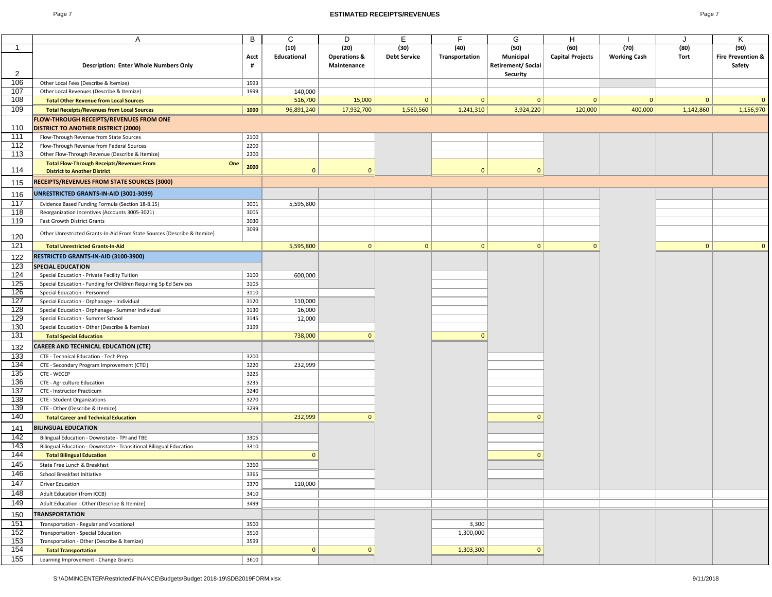## ESTIMATED RECEIPTS/REVENUES

| | A | B | C | D | E | F | G | H | I | J | K |
|---|---|---|---|---|---|---|---|---|---|---|---|
| 1 | | | (10) | (20) | (30) | (40) | (50) | (60) | (70) | (80) | (90) |
| 2 | Description: Enter Whole Numbers Only | Acct # | Educational | Operations & Maintenance | Debt Service | Transportation | Municipal Retirement/ Social Security | Capital Projects | Working Cash | Tort | Fire Prevention & Safety |
| 106 | Other Local Fees (Describe & Itemize) | 1993 | | | | | | | | | |
| 107 | Other Local Revenues (Describe & Itemize) | 1999 | 140,000 | | | | | | | | |
| 108 | **Total Other Revenue from Local Sources** | | 516,700 | 15,000 | 0 | 0 | 0 | 0 | 0 | 0 | 0 |
| 109 | **Total Receipts/Revenues from Local Sources** | 1000 | 96,891,240 | 17,932,700 | 1,560,560 | 1,241,310 | 3,924,220 | 120,000 | 400,000 | 1,142,860 | 1,156,970 |
| 110 | **FLOW-THROUGH RECEIPTS/REVENUES FROM ONE DISTRICT TO ANOTHER DISTRICT (2000)** | | | | | | | | | | |
| 111 | Flow-Through Revenue from State Sources | 2100 | | | | | | | | | |
| 112 | Flow-Through Revenue from Federal Sources | 2200 | | | | | | | | | |
| 113 | Other Flow-Through Revenue (Describe & Itemize) | 2300 | | | | | | | | | |
| 114 | **Total Flow-Through Receipts/Revenues From One District to Another District** | 2000 | 0 | 0 | | 0 | 0 | | | | |
| 115 | **RECEIPTS/REVENUES FROM STATE SOURCES (3000)** | | | | | | | | | | |
| 116 | **UNRESTRICTED GRANTS-IN-AID (3001-3099)** | | | | | | | | | | |
| 117 | Evidence Based Funding Formula (Section 18-8.15) | 3001 | 5,595,800 | | | | | | | | |
| 118 | Reorganization Incentives (Accounts 3005-3021) | 3005 | | | | | | | | | |
| 119 | Fast Growth District Grants | 3030 | | | | | | | | | |
| 120 | Other Unrestricted Grants-In-Aid From State Sources (Describe & Itemize) | 3099 | | | | | | | | | |
| 121 | **Total Unrestricted Grants-In-Aid** | | 5,595,800 | 0 | 0 | 0 | 0 | 0 | | 0 | 0 |
| 122 | **RESTRICTED GRANTS-IN-AID (3100-3900)** | | | | | | | | | | |
| 123 | **SPECIAL EDUCATION** | | | | | | | | | | |
| 124 | Special Education - Private Facility Tuition | 3100 | 600,000 | | | | | | | | |
| 125 | Special Education - Funding for Children Requiring Sp Ed Services | 3105 | | | | | | | | | |
| 126 | Special Education - Personnel | 3110 | | | | | | | | | |
| 127 | Special Education - Orphanage - Individual | 3120 | 110,000 | | | | | | | | |
| 128 | Special Education - Orphanage - Summer Individual | 3130 | 16,000 | | | | | | | | |
| 129 | Special Education - Summer School | 3145 | 12,000 | | | | | | | | |
| 130 | Special Education - Other (Describe & Itemize) | 3199 | | | | | | | | | |
| 131 | **Total Special Education** | | 738,000 | 0 | | 0 | | | | | |
| 132 | **CAREER AND TECHNICAL EDUCATION (CTE)** | | | | | | | | | | |
| 133 | CTE - Technical Education - Tech Prep | 3200 | | | | | | | | | |
| 134 | CTE - Secondary Program Improvement (CTEI) | 3220 | 232,999 | | | | | | | | |
| 135 | CTE - WECEP | 3225 | | | | | | | | | |
| 136 | CTE - Agriculture Education | 3235 | | | | | | | | | |
| 137 | CTE - Instructor Practicum | 3240 | | | | | | | | | |
| 138 | CTE - Student Organizations | 3270 | | | | | | | | | |
| 139 | CTE - Other (Describe & Itemize) | 3299 | | | | | | | | | |
| 140 | **Total Career and Technical Education** | | 232,999 | 0 | | | 0 | | | | |
| 141 | **BILINGUAL EDUCATION** | | | | | | | | | | |
| 142 | Bilingual Education - Downstate - TPI and TBE | 3305 | | | | | | | | | |
| 143 | Bilingual Education - Downstate - Transitional Bilingual Education | 3310 | | | | | | | | | |
| 144 | **Total Bilingual Education** | | 0 | | | | 0 | | | | |
| 145 | State Free Lunch & Breakfast | 3360 | | | | | | | | | |
| 146 | School Breakfast Initiative | 3365 | | | | | | | | | |
| 147 | Driver Education | 3370 | 110,000 | | | | | | | | |
| 148 | Adult Education (from ICCB) | 3410 | | | | | | | | | |
| 149 | Adult Education - Other (Describe & Itemize) | 3499 | | | | | | | | | |
| 150 | **TRANSPORTATION** | | | | | | | | | | |
| 151 | Transportation - Regular and Vocational | 3500 | | | | 3,300 | | | | | |
| 152 | Transportation - Special Education | 3510 | | | | 1,300,000 | | | | | |
| 153 | Transportation - Other (Describe & Itemize) | 3599 | | | | | | | | | |
| 154 | **Total Transportation** | | 0 | 0 | | 1,303,300 | 0 | | | | |
| 155 | Learning Improvement - Change Grants | 3610 | | | | | | | | | |

S:\ADMINCENTER\Restricted\FINANCE\Budgets\Budget 2018-19\SDB2019FORM.xlsx 9/11/2018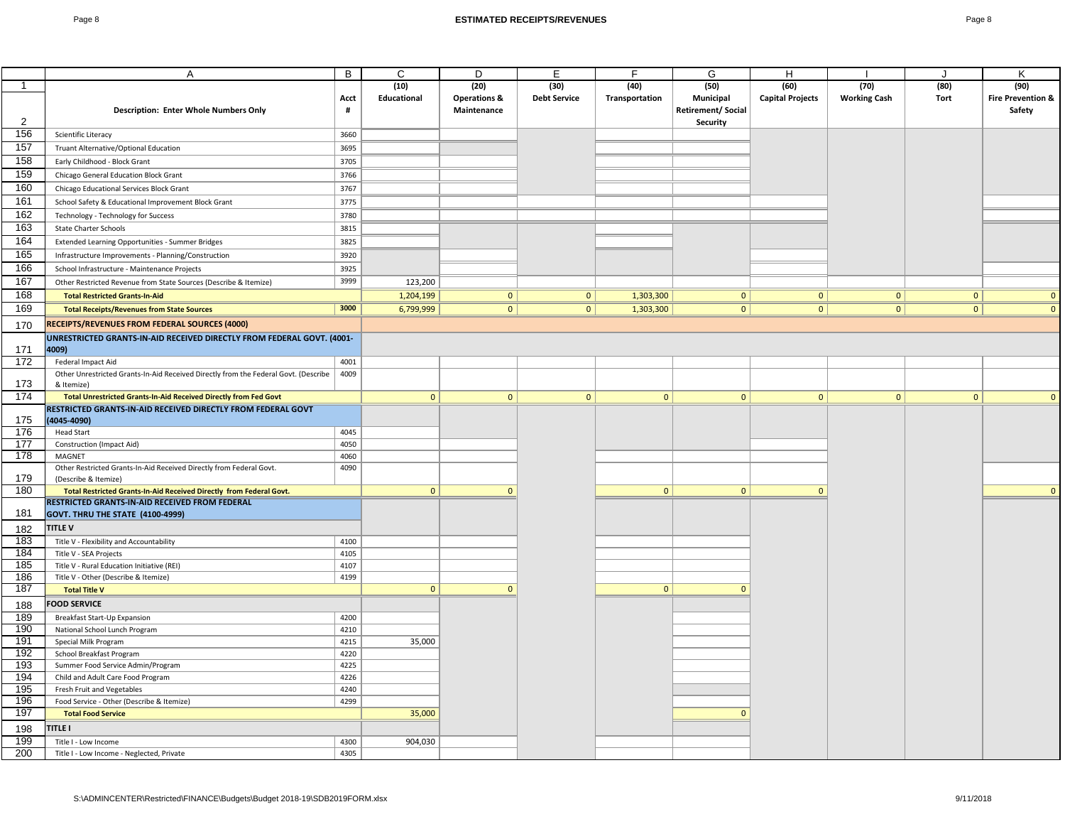# ESTIMATED RECEIPTS/REVENUES

| | A | B | C | D | E | F | G | H | I | J | K |
|---|---|---|---|---|---|---|---|---|---|---|---|
| 1 | | | (10) | (20) | (30) | (40) | (50) | (60) | (70) | (80) | (90) |
| 2 | Description: Enter Whole Numbers Only | Acct # | Educational | Operations & Maintenance | Debt Service | Transportation | Municipal Retirement/ Social Security | Capital Projects | Working Cash | Tort | Fire Prevention & Safety |
| 156 | Scientific Literacy | 3660 | | | | | | | | | |
| 157 | Truant Alternative/Optional Education | 3695 | | | | | | | | | |
| 158 | Early Childhood - Block Grant | 3705 | | | | | | | | | |
| 159 | Chicago General Education Block Grant | 3766 | | | | | | | | | |
| 160 | Chicago Educational Services Block Grant | 3767 | | | | | | | | | |
| 161 | School Safety & Educational Improvement Block Grant | 3775 | | | | | | | | | |
| 162 | Technology - Technology for Success | 3780 | | | | | | | | | |
| 163 | State Charter Schools | 3815 | | | | | | | | | |
| 164 | Extended Learning Opportunities - Summer Bridges | 3825 | | | | | | | | | |
| 165 | Infrastructure Improvements - Planning/Construction | 3920 | | | | | | | | | |
| 166 | School Infrastructure - Maintenance Projects | 3925 | | | | | | | | | |
| 167 | Other Restricted Revenue from State Sources (Describe & Itemize) | 3999 | 123,200 | | | | | | | | |
| 168 | **Total Restricted Grants-In-Aid** | | 1,204,199 | 0 | 0 | 1,303,300 | 0 | 0 | 0 | 0 | 0 |
| 169 | **Total Receipts/Revenues from State Sources** | 3000 | 6,799,999 | 0 | 0 | 1,303,300 | 0 | 0 | 0 | 0 | 0 |
| 170 | **RECEIPTS/REVENUES FROM FEDERAL SOURCES (4000)** | | | | | | | | | | |
| 171 | **UNRESTRICTED GRANTS-IN-AID RECEIVED DIRECTLY FROM FEDERAL GOVT. (4001-4009)** | | | | | | | | | | |
| 172 | Federal Impact Aid | 4001 | | | | | | | | | |
| 173 | Other Unrestricted Grants-In-Aid Received Directly from the Federal Govt. (Describe & Itemize) | 4009 | | | | | | | | | |
| 174 | **Total Unrestricted Grants-In-Aid Received Directly from Fed Govt** | | 0 | 0 | 0 | 0 | 0 | 0 | 0 | 0 | 0 |
| 175 | **RESTRICTED GRANTS-IN-AID RECEIVED DIRECTLY FROM FEDERAL GOVT (4045-4090)** | | | | | | | | | | |
| 176 | Head Start | 4045 | | | | | | | | | |
| 177 | Construction (Impact Aid) | 4050 | | | | | | | | | |
| 178 | MAGNET | 4060 | | | | | | | | | |
| 179 | Other Restricted Grants-In-Aid Received Directly from Federal Govt. (Describe & Itemize) | 4090 | | | | | | | | | |
| 180 | **Total Restricted Grants-In-Aid Received Directly from Federal Govt.** | | 0 | 0 | | 0 | 0 | 0 | | | 0 |
| 181 | **RESTRICTED GRANTS-IN-AID RECEIVED FROM FEDERAL GOVT. THRU THE STATE (4100-4999)** | | | | | | | | | | |
| 182 | **TITLE V** | | | | | | | | | | |
| 183 | Title V - Flexibility and Accountability | 4100 | | | | | | | | | |
| 184 | Title V - SEA Projects | 4105 | | | | | | | | | |
| 185 | Title V - Rural Education Initiative (REI) | 4107 | | | | | | | | | |
| 186 | Title V - Other (Describe & Itemize) | 4199 | | | | | | | | | |
| 187 | **Total Title V** | | 0 | 0 | | 0 | 0 | | | | |
| 188 | **FOOD SERVICE** | | | | | | | | | | |
| 189 | Breakfast Start-Up Expansion | 4200 | | | | | | | | | |
| 190 | National School Lunch Program | 4210 | | | | | | | | | |
| 191 | Special Milk Program | 4215 | 35,000 | | | | | | | | |
| 192 | School Breakfast Program | 4220 | | | | | | | | | |
| 193 | Summer Food Service Admin/Program | 4225 | | | | | | | | | |
| 194 | Child and Adult Care Food Program | 4226 | | | | | | | | | |
| 195 | Fresh Fruit and Vegetables | 4240 | | | | | | | | | |
| 196 | Food Service - Other (Describe & Itemize) | 4299 | | | | | | | | | |
| 197 | **Total Food Service** | | 35,000 | | | | 0 | | | | |
| 198 | **TITLE I** | | | | | | | | | | |
| 199 | Title I - Low Income | 4300 | 904,030 | | | | | | | | |
| 200 | Title I - Low Income - Neglected, Private | 4305 | | | | | | | | | |

S:\ADMINCENTER\Restricted\FINANCE\Budgets\Budget 2018-19\SDB2019FORM.xlsx 9/11/2018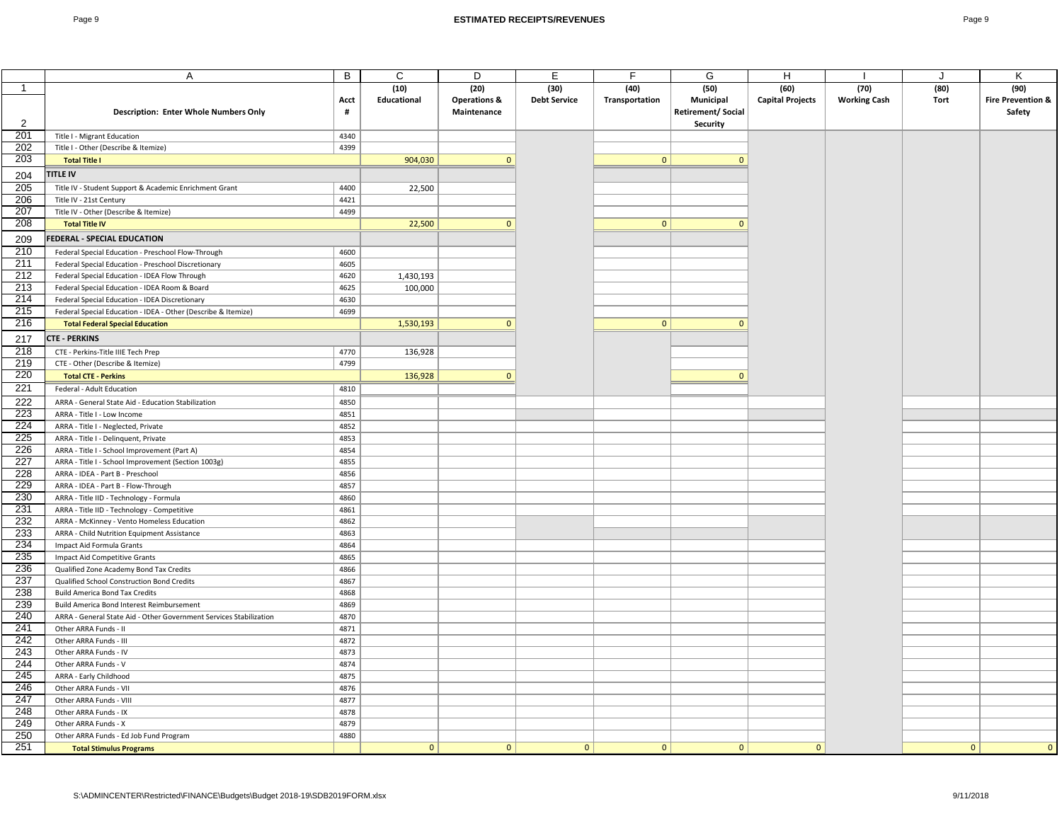## ESTIMATED RECEIPTS/REVENUES

| | A | B | C | D | E | F | G | H | I | J | K |
|---|---|---|---|---|---|---|---|---|---|---|---|
| 1 | | | (10) | (20) | (30) | (40) | (50) | (60) | (70) | (80) | (90) |
| 2 | **Description: Enter Whole Numbers Only** | **Acct #** | **Educational** | **Operations & Maintenance** | **Debt Service** | **Transportation** | **Municipal Retirement/ Social Security** | **Capital Projects** | **Working Cash** | **Tort** | **Fire Prevention & Safety** |
| 201 | Title I - Migrant Education | 4340 | | | | | | | | | |
| 202 | Title I - Other (Describe & Itemize) | 4399 | | | | | | | | | |
| 203 | **Total Title I** | | 904,030 | 0 | | 0 | 0 | | | | |
| 204 | **TITLE IV** | | | | | | | | | | |
| 205 | Title IV - Student Support & Academic Enrichment Grant | 4400 | 22,500 | | | | | | | | |
| 206 | Title IV - 21st Century | 4421 | | | | | | | | | |
| 207 | Title IV - Other (Describe & Itemize) | 4499 | | | | | | | | | |
| 208 | **Total Title IV** | | 22,500 | 0 | | 0 | 0 | | | | |
| 209 | **FEDERAL - SPECIAL EDUCATION** | | | | | | | | | | |
| 210 | Federal Special Education - Preschool Flow-Through | 4600 | | | | | | | | | |
| 211 | Federal Special Education - Preschool Discretionary | 4605 | | | | | | | | | |
| 212 | Federal Special Education - IDEA Flow Through | 4620 | 1,430,193 | | | | | | | | |
| 213 | Federal Special Education - IDEA Room & Board | 4625 | 100,000 | | | | | | | | |
| 214 | Federal Special Education - IDEA Discretionary | 4630 | | | | | | | | | |
| 215 | Federal Special Education - IDEA - Other (Describe & Itemize) | 4699 | | | | | | | | | |
| 216 | **Total Federal Special Education** | | 1,530,193 | 0 | | 0 | 0 | | | | |
| 217 | **CTE - PERKINS** | | | | | | | | | | |
| 218 | CTE - Perkins-Title IIIE Tech Prep | 4770 | 136,928 | | | | | | | | |
| 219 | CTE - Other (Describe & Itemize) | 4799 | | | | | | | | | |
| 220 | **Total CTE - Perkins** | | 136,928 | 0 | | | 0 | | | | |
| 221 | Federal - Adult Education | 4810 | | | | | | | | | |
| 222 | ARRA - General State Aid - Education Stabilization | 4850 | | | | | | | | | |
| 223 | ARRA - Title I - Low Income | 4851 | | | | | | | | | |
| 224 | ARRA - Title I - Neglected, Private | 4852 | | | | | | | | | |
| 225 | ARRA - Title I - Delinquent, Private | 4853 | | | | | | | | | |
| 226 | ARRA - Title I - School Improvement (Part A) | 4854 | | | | | | | | | |
| 227 | ARRA - Title I - School Improvement (Section 1003g) | 4855 | | | | | | | | | |
| 228 | ARRA - IDEA - Part B - Preschool | 4856 | | | | | | | | | |
| 229 | ARRA - IDEA - Part B - Flow-Through | 4857 | | | | | | | | | |
| 230 | ARRA - Title IID - Technology - Formula | 4860 | | | | | | | | | |
| 231 | ARRA - Title IID - Technology - Competitive | 4861 | | | | | | | | | |
| 232 | ARRA - McKinney - Vento Homeless Education | 4862 | | | | | | | | | |
| 233 | ARRA - Child Nutrition Equipment Assistance | 4863 | | | | | | | | | |
| 234 | Impact Aid Formula Grants | 4864 | | | | | | | | | |
| 235 | Impact Aid Competitive Grants | 4865 | | | | | | | | | |
| 236 | Qualified Zone Academy Bond Tax Credits | 4866 | | | | | | | | | |
| 237 | Qualified School Construction Bond Credits | 4867 | | | | | | | | | |
| 238 | Build America Bond Tax Credits | 4868 | | | | | | | | | |
| 239 | Build America Bond Interest Reimbursement | 4869 | | | | | | | | | |
| 240 | ARRA - General State Aid - Other Government Services Stabilization | 4870 | | | | | | | | | |
| 241 | Other ARRA Funds - II | 4871 | | | | | | | | | |
| 242 | Other ARRA Funds - III | 4872 | | | | | | | | | |
| 243 | Other ARRA Funds - IV | 4873 | | | | | | | | | |
| 244 | Other ARRA Funds - V | 4874 | | | | | | | | | |
| 245 | ARRA - Early Childhood | 4875 | | | | | | | | | |
| 246 | Other ARRA Funds - VII | 4876 | | | | | | | | | |
| 247 | Other ARRA Funds - VIII | 4877 | | | | | | | | | |
| 248 | Other ARRA Funds - IX | 4878 | | | | | | | | | |
| 249 | Other ARRA Funds - X | 4879 | | | | | | | | | |
| 250 | Other ARRA Funds - Ed Job Fund Program | 4880 | | | | | | | | | |
| 251 | **Total Stimulus Programs** | | 0 | 0 | 0 | 0 | 0 | 0 | | 0 | 0 |

S:\ADMINCENTER\Restricted\FINANCE\Budgets\Budget 2018-19\SDB2019FORM.xlsx 9/11/2018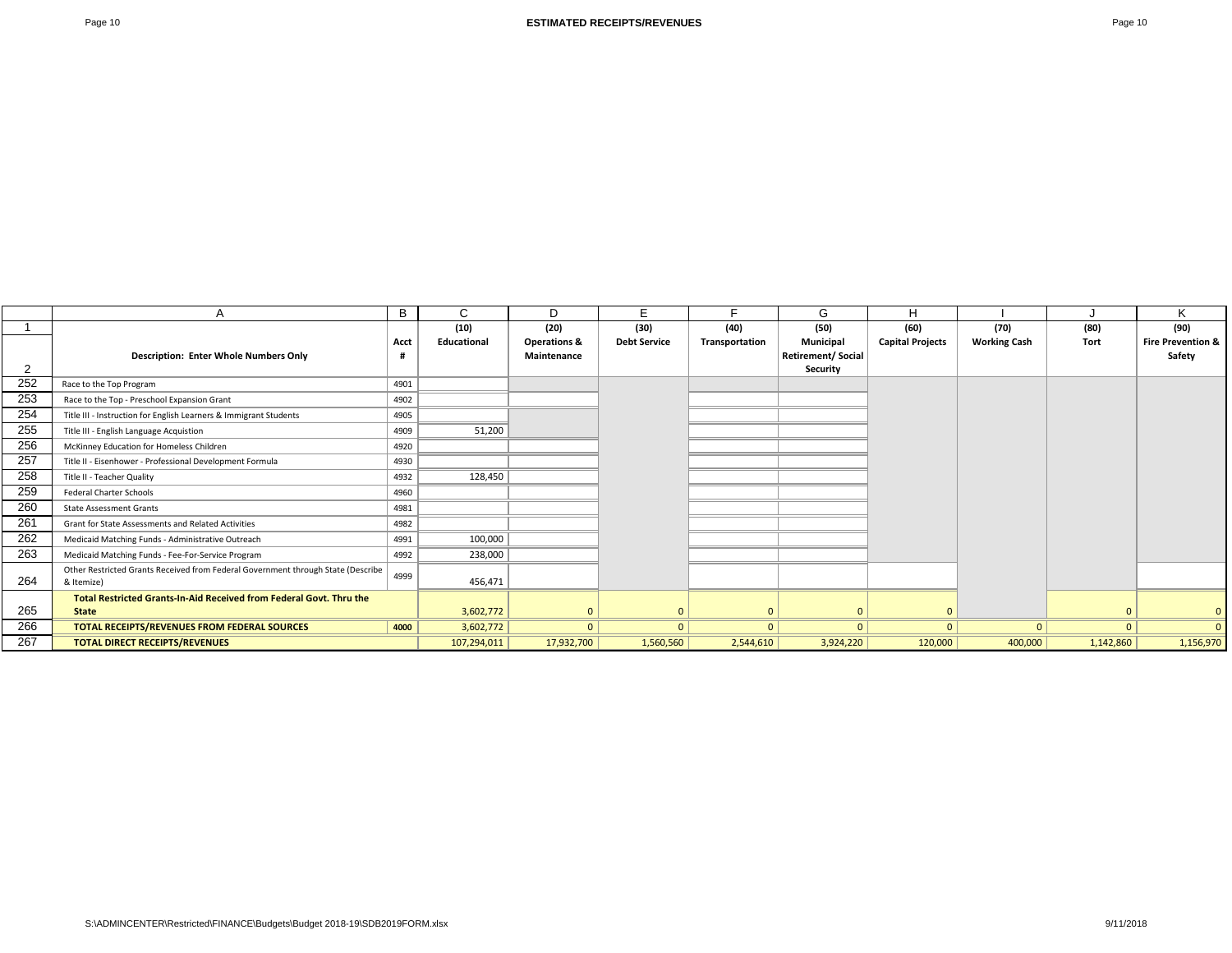# ESTIMATED RECEIPTS/REVENUES

| | A | B | C | D | E | F | G | H | I | J | K |
|---|---|---|---|---|---|---|---|---|---|---|---|
| 1 | | | (10) | (20) | (30) | (40) | (50) | (60) | (70) | (80) | (90) |
| 2 | **Description: Enter Whole Numbers Only** | **Acct #** | **Educational** | **Operations & Maintenance** | **Debt Service** | **Transportation** | **Municipal Retirement/ Social Security** | **Capital Projects** | **Working Cash** | **Tort** | **Fire Prevention & Safety** |
| 252 | Race to the Top Program | 4901 | | | | | | | | | |
| 253 | Race to the Top - Preschool Expansion Grant | 4902 | | | | | | | | | |
| 254 | Title III - Instruction for English Learners & Immigrant Students | 4905 | | | | | | | | | |
| 255 | Title III - English Language Acquistion | 4909 | 51,200 | | | | | | | | |
| 256 | McKinney Education for Homeless Children | 4920 | | | | | | | | | |
| 257 | Title II - Eisenhower - Professional Development Formula | 4930 | | | | | | | | | |
| 258 | Title II - Teacher Quality | 4932 | 128,450 | | | | | | | | |
| 259 | Federal Charter Schools | 4960 | | | | | | | | | |
| 260 | State Assessment Grants | 4981 | | | | | | | | | |
| 261 | Grant for State Assessments and Related Activities | 4982 | | | | | | | | | |
| 262 | Medicaid Matching Funds - Administrative Outreach | 4991 | 100,000 | | | | | | | | |
| 263 | Medicaid Matching Funds - Fee-For-Service Program | 4992 | 238,000 | | | | | | | | |
| 264 | Other Restricted Grants Received from Federal Government through State (Describe & Itemize) | 4999 | 456,471 | | | | | | | | |
| 265 | **Total Restricted Grants-In-Aid Received from Federal Govt. Thru the State** | | 3,602,772 | 0 | 0 | 0 | 0 | 0 | | 0 | 0 |
| 266 | **TOTAL RECEIPTS/REVENUES FROM FEDERAL SOURCES** | **4000** | 3,602,772 | 0 | 0 | 0 | 0 | 0 | 0 | 0 | 0 |
| 267 | **TOTAL DIRECT RECEIPTS/REVENUES** | | 107,294,011 | 17,932,700 | 1,560,560 | 2,544,610 | 3,924,220 | 120,000 | 400,000 | 1,142,860 | 1,156,970 |

S:\ADMINCENTER\Restricted\FINANCE\Budgets\Budget 2018-19\SDB2019FORM.xlsx 9/11/2018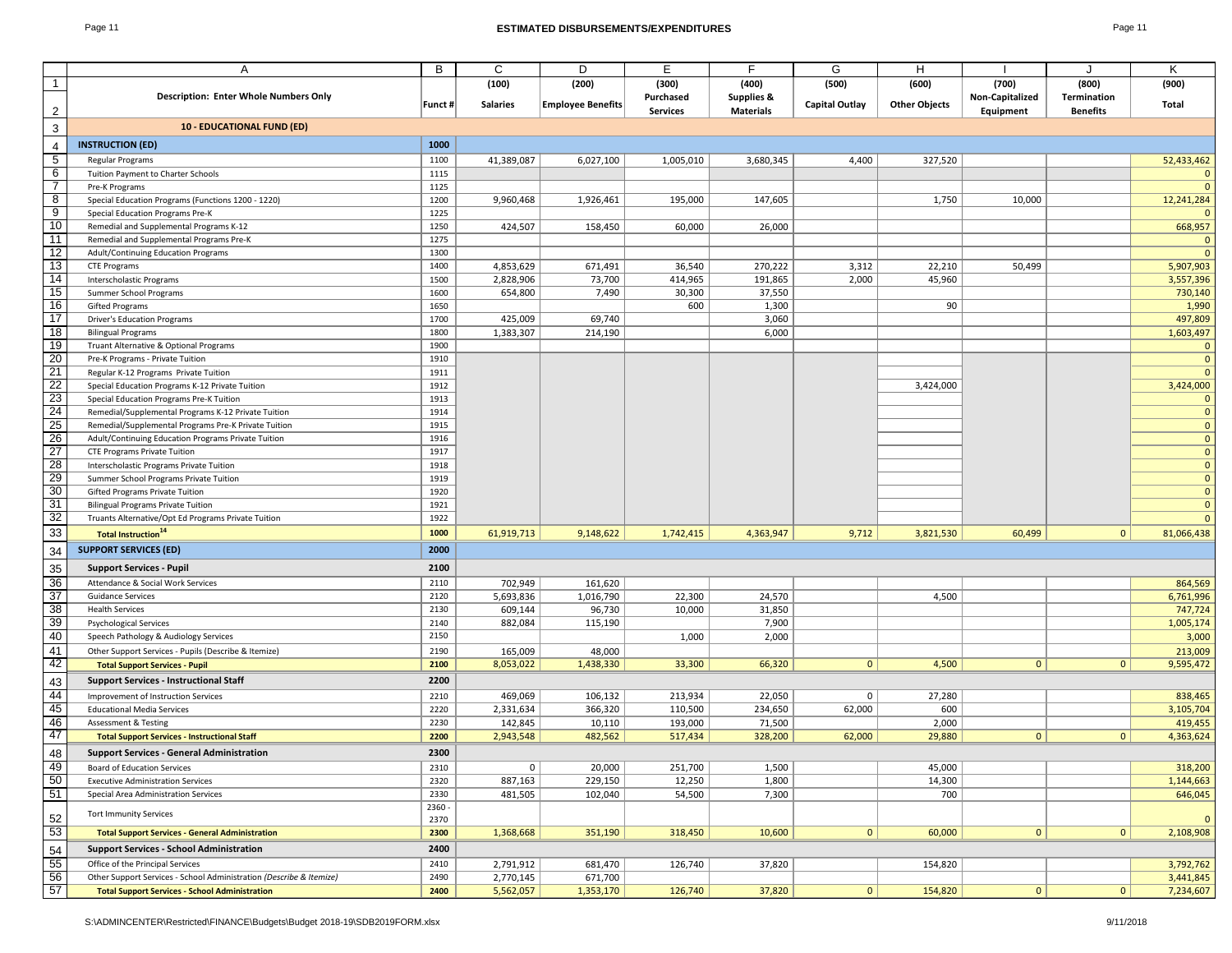# ESTIMATED DISBURSEMENTS/EXPENDITURES

| | A | B | C | D | E | F | G | H | I | J | K |
|---|---|---|---|---|---|---|---|---|---|---|---|
| 1 | | | (100) | (200) | (300) | (400) | (500) | (600) | (700) | (800) | (900) |
| 2 | **Description: Enter Whole Numbers Only** | **Funct #** | **Salaries** | **Employee Benefits** | **Purchased Services** | **Supplies & Materials** | **Capital Outlay** | **Other Objects** | **Non-Capitalized Equipment** | **Termination Benefits** | **Total** |
| 3 | **10 - EDUCATIONAL FUND (ED)** | | | | | | | | | | |
| 4 | **INSTRUCTION (ED)** | **1000** | | | | | | | | | |
| 5 | Regular Programs | 1100 | 41,389,087 | 6,027,100 | 1,005,010 | 3,680,345 | 4,400 | 327,520 | | | 52,433,462 |
| 6 | Tuition Payment to Charter Schools | 1115 | | | | | | | | | 0 |
| 7 | Pre-K Programs | 1125 | | | | | | | | | 0 |
| 8 | Special Education Programs (Functions 1200 - 1220) | 1200 | 9,960,468 | 1,926,461 | 195,000 | 147,605 | | 1,750 | 10,000 | | 12,241,284 |
| 9 | Special Education Programs Pre-K | 1225 | | | | | | | | | 0 |
| 10 | Remedial and Supplemental Programs K-12 | 1250 | 424,507 | 158,450 | 60,000 | 26,000 | | | | | 668,957 |
| 11 | Remedial and Supplemental Programs Pre-K | 1275 | | | | | | | | | 0 |
| 12 | Adult/Continuing Education Programs | 1300 | | | | | | | | | 0 |
| 13 | CTE Programs | 1400 | 4,853,629 | 671,491 | 36,540 | 270,222 | 3,312 | 22,210 | 50,499 | | 5,907,903 |
| 14 | Interscholastic Programs | 1500 | 2,828,906 | 73,700 | 414,965 | 191,865 | 2,000 | 45,960 | | | 3,557,396 |
| 15 | Summer School Programs | 1600 | 654,800 | 7,490 | 30,300 | 37,550 | | | | | 730,140 |
| 16 | Gifted Programs | 1650 | | | 600 | 1,300 | | 90 | | | 1,990 |
| 17 | Driver's Education Programs | 1700 | 425,009 | 69,740 | | 3,060 | | | | | 497,809 |
| 18 | Bilingual Programs | 1800 | 1,383,307 | 214,190 | | 6,000 | | | | | 1,603,497 |
| 19 | Truant Alternative & Optional Programs | 1900 | | | | | | | | | 0 |
| 20 | Pre-K Programs - Private Tuition | 1910 | | | | | | | | | 0 |
| 21 | Regular K-12 Programs Private Tuition | 1911 | | | | | | | | | 0 |
| 22 | Special Education Programs K-12 Private Tuition | 1912 | | | | | | 3,424,000 | | | 3,424,000 |
| 23 | Special Education Programs Pre-K Tuition | 1913 | | | | | | | | | 0 |
| 24 | Remedial/Supplemental Programs K-12 Private Tuition | 1914 | | | | | | | | | 0 |
| 25 | Remedial/Supplemental Programs Pre-K Private Tuition | 1915 | | | | | | | | | 0 |
| 26 | Adult/Continuing Education Programs Private Tuition | 1916 | | | | | | | | | 0 |
| 27 | CTE Programs Private Tuition | 1917 | | | | | | | | | 0 |
| 28 | Interscholastic Programs Private Tuition | 1918 | | | | | | | | | 0 |
| 29 | Summer School Programs Private Tuition | 1919 | | | | | | | | | 0 |
| 30 | Gifted Programs Private Tuition | 1920 | | | | | | | | | 0 |
| 31 | Bilingual Programs Private Tuition | 1921 | | | | | | | | | 0 |
| 32 | Truants Alternative/Opt Ed Programs Private Tuition | 1922 | | | | | | | | | 0 |
| 33 | **Total Instruction[14]** | **1000** | 61,919,713 | 9,148,622 | 1,742,415 | 4,363,947 | 9,712 | 3,821,530 | 60,499 | 0 | 81,066,438 |
| 34 | **SUPPORT SERVICES (ED)** | **2000** | | | | | | | | | |
| 35 | **Support Services - Pupil** | **2100** | | | | | | | | | |
| 36 | Attendance & Social Work Services | 2110 | 702,949 | 161,620 | | | | | | | 864,569 |
| 37 | Guidance Services | 2120 | 5,693,836 | 1,016,790 | 22,300 | 24,570 | | 4,500 | | | 6,761,996 |
| 38 | Health Services | 2130 | 609,144 | 96,730 | 10,000 | 31,850 | | | | | 747,724 |
| 39 | Psychological Services | 2140 | 882,084 | 115,190 | | 7,900 | | | | | 1,005,174 |
| 40 | Speech Pathology & Audiology Services | 2150 | | | 1,000 | 2,000 | | | | | 3,000 |
| 41 | Other Support Services - Pupils (Describe & Itemize) | 2190 | 165,009 | 48,000 | | | | | | | 213,009 |
| 42 | **Total Support Services - Pupil** | **2100** | 8,053,022 | 1,438,330 | 33,300 | 66,320 | 0 | 4,500 | 0 | 0 | 9,595,472 |
| 43 | **Support Services - Instructional Staff** | **2200** | | | | | | | | | |
| 44 | Improvement of Instruction Services | 2210 | 469,069 | 106,132 | 213,934 | 22,050 | 0 | 27,280 | | | 838,465 |
| 45 | Educational Media Services | 2220 | 2,331,634 | 366,320 | 110,500 | 234,650 | 62,000 | 600 | | | 3,105,704 |
| 46 | Assessment & Testing | 2230 | 142,845 | 10,110 | 193,000 | 71,500 | | 2,000 | | | 419,455 |
| 47 | **Total Support Services - Instructional Staff** | **2200** | 2,943,548 | 482,562 | 517,434 | 328,200 | 62,000 | 29,880 | 0 | 0 | 4,363,624 |
| 48 | **Support Services - General Administration** | **2300** | | | | | | | | | |
| 49 | Board of Education Services | 2310 | 0 | 20,000 | 251,700 | 1,500 | | 45,000 | | | 318,200 |
| 50 | Executive Administration Services | 2320 | 887,163 | 229,150 | 12,250 | 1,800 | | 14,300 | | | 1,144,663 |
| 51 | Special Area Administration Services | 2330 | 481,505 | 102,040 | 54,500 | 7,300 | | 700 | | | 646,045 |
| 52 | Tort Immunity Services | 2360 - 2370 | | | | | | | | | 0 |
| 53 | **Total Support Services - General Administration** | **2300** | 1,368,668 | 351,190 | 318,450 | 10,600 | 0 | 60,000 | 0 | 0 | 2,108,908 |
| 54 | **Support Services - School Administration** | **2400** | | | | | | | | | |
| 55 | Office of the Principal Services | 2410 | 2,791,912 | 681,470 | 126,740 | 37,820 | | 154,820 | | | 3,792,762 |
| 56 | Other Support Services - School Administration *(Describe & Itemize)* | 2490 | 2,770,145 | 671,700 | | | | | | | 3,441,845 |
| 57 | **Total Support Services - School Administration** | **2400** | 5,562,057 | 1,353,170 | 126,740 | 37,820 | 0 | 154,820 | 0 | 0 | 7,234,607 |

S:\ADMINCENTER\Restricted\FINANCE\Budgets\Budget 2018-19\SDB2019FORM.xlsx 9/11/2018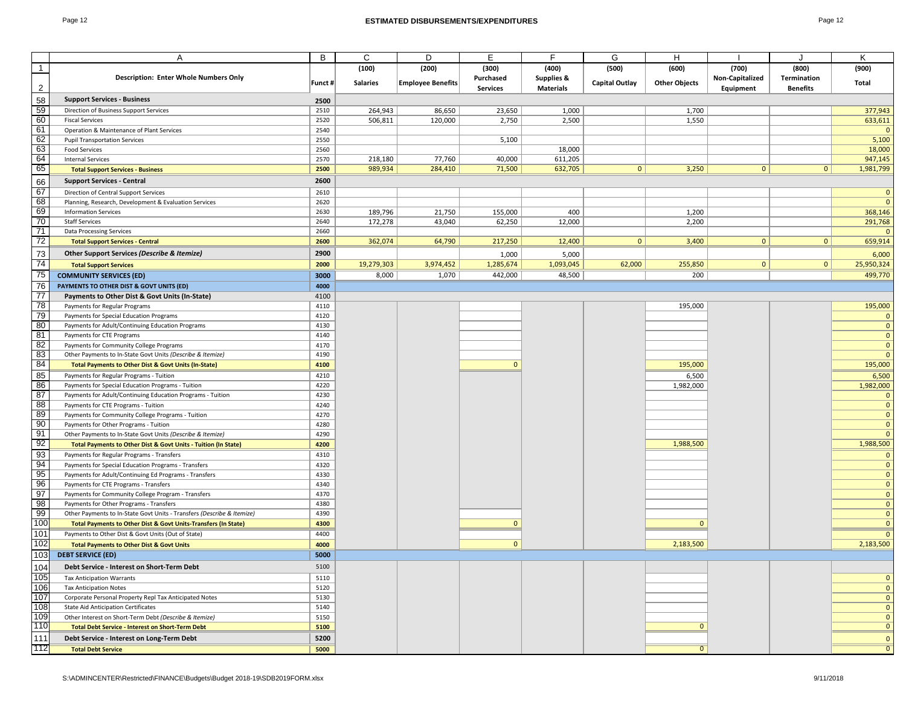## ESTIMATED DISBURSEMENTS/EXPENDITURES

| | A | B | C | D | E | F | G | H | I | J | K |
|---|---|---|---|---|---|---|---|---|---|---|---|
| 1 | | | (100) | (200) | (300) | (400) | (500) | (600) | (700) | (800) | (900) |
| 2 | **Description: Enter Whole Numbers Only** | **Funct #** | **Salaries** | **Employee Benefits** | **Purchased Services** | **Supplies & Materials** | **Capital Outlay** | **Other Objects** | **Non-Capitalized Equipment** | **Termination Benefits** | **Total** |
| 58 | **Support Services - Business** | **2500** | | | | | | | | | |
| 59 | Direction of Business Support Services | 2510 | 264,943 | 86,650 | 23,650 | 1,000 | | 1,700 | | | 377,943 |
| 60 | Fiscal Services | 2520 | 506,811 | 120,000 | 2,750 | 2,500 | | 1,550 | | | 633,611 |
| 61 | Operation & Maintenance of Plant Services | 2540 | | | | | | | | | 0 |
| 62 | Pupil Transportation Services | 2550 | | | 5,100 | | | | | | 5,100 |
| 63 | Food Services | 2560 | | | | 18,000 | | | | | 18,000 |
| 64 | Internal Services | 2570 | 218,180 | 77,760 | 40,000 | 611,205 | | | | | 947,145 |
| 65 | **Total Support Services - Business** | **2500** | 989,934 | 284,410 | 71,500 | 632,705 | 0 | 3,250 | 0 | 0 | 1,981,799 |
| 66 | **Support Services - Central** | **2600** | | | | | | | | | |
| 67 | Direction of Central Support Services | 2610 | | | | | | | | | 0 |
| 68 | Planning, Research, Development & Evaluation Services | 2620 | | | | | | | | | 0 |
| 69 | Information Services | 2630 | 189,796 | 21,750 | 155,000 | 400 | | 1,200 | | | 368,146 |
| 70 | Staff Services | 2640 | 172,278 | 43,040 | 62,250 | 12,000 | | 2,200 | | | 291,768 |
| 71 | Data Processing Services | 2660 | | | | | | | | | 0 |
| 72 | **Total Support Services - Central** | **2600** | 362,074 | 64,790 | 217,250 | 12,400 | 0 | 3,400 | 0 | 0 | 659,914 |
| 73 | **Other Support Services *(Describe & Itemize)*** | **2900** | | | 1,000 | 5,000 | | | | | 6,000 |
| 74 | **Total Support Services** | **2000** | 19,279,303 | 3,974,452 | 1,285,674 | 1,093,045 | 62,000 | 255,850 | 0 | 0 | 25,950,324 |
| 75 | **COMMUNITY SERVICES (ED)** | **3000** | 8,000 | 1,070 | 442,000 | 48,500 | | 200 | | | 499,770 |
| 76 | **PAYMENTS TO OTHER DIST & GOVT UNITS (ED)** | **4000** | | | | | | | | | |
| 77 | **Payments to Other Dist & Govt Units (In-State)** | 4100 | | | | | | | | | |
| 78 | Payments for Regular Programs | 4110 | | | | | | 195,000 | | | 195,000 |
| 79 | Payments for Special Education Programs | 4120 | | | | | | | | | 0 |
| 80 | Payments for Adult/Continuing Education Programs | 4130 | | | | | | | | | 0 |
| 81 | Payments for CTE Programs | 4140 | | | | | | | | | 0 |
| 82 | Payments for Community College Programs | 4170 | | | | | | | | | 0 |
| 83 | Other Payments to In-State Govt Units *(Describe & Itemize)* | 4190 | | | | | | | | | 0 |
| 84 | **Total Payments to Other Dist & Govt Units (In-State)** | **4100** | | | 0 | | | 195,000 | | | 195,000 |
| 85 | Payments for Regular Programs - Tuition | 4210 | | | | | | 6,500 | | | 6,500 |
| 86 | Payments for Special Education Programs - Tuition | 4220 | | | | | | 1,982,000 | | | 1,982,000 |
| 87 | Payments for Adult/Continuing Education Programs - Tuition | 4230 | | | | | | | | | 0 |
| 88 | Payments for CTE Programs - Tuition | 4240 | | | | | | | | | 0 |
| 89 | Payments for Community College Programs - Tuition | 4270 | | | | | | | | | 0 |
| 90 | Payments for Other Programs - Tuition | 4280 | | | | | | | | | 0 |
| 91 | Other Payments to In-State Govt Units *(Describe & Itemize)* | 4290 | | | | | | | | | 0 |
| 92 | **Total Payments to Other Dist & Govt Units - Tuition (In State)** | **4200** | | | | | | 1,988,500 | | | 1,988,500 |
| 93 | Payments for Regular Programs - Transfers | 4310 | | | | | | | | | 0 |
| 94 | Payments for Special Education Programs - Transfers | 4320 | | | | | | | | | 0 |
| 95 | Payments for Adult/Continuing Ed Programs - Transfers | 4330 | | | | | | | | | 0 |
| 96 | Payments for CTE Programs - Transfers | 4340 | | | | | | | | | 0 |
| 97 | Payments for Community College Program - Transfers | 4370 | | | | | | | | | 0 |
| 98 | Payments for Other Programs - Transfers | 4380 | | | | | | | | | 0 |
| 99 | Other Payments to In-State Govt Units - Transfers *(Describe & Itemize)* | 4390 | | | | | | | | | 0 |
| 100 | **Total Payments to Other Dist & Govt Units-Transfers (In State)** | **4300** | | | 0 | | | 0 | | | 0 |
| 101 | Payments to Other Dist & Govt Units (Out of State) | 4400 | | | | | | | | | 0 |
| 102 | **Total Payments to Other Dist & Govt Units** | **4000** | | | 0 | | | 2,183,500 | | | 2,183,500 |
| 103 | **DEBT SERVICE (ED)** | **5000** | | | | | | | | | |
| 104 | **Debt Service - Interest on Short-Term Debt** | 5100 | | | | | | | | | |
| 105 | Tax Anticipation Warrants | 5110 | | | | | | | | | 0 |
| 106 | Tax Anticipation Notes | 5120 | | | | | | | | | 0 |
| 107 | Corporate Personal Property Repl Tax Anticipated Notes | 5130 | | | | | | | | | 0 |
| 108 | State Aid Anticipation Certificates | 5140 | | | | | | | | | 0 |
| 109 | Other Interest on Short-Term Debt *(Describe & Itemize)* | 5150 | | | | | | | | | 0 |
| 110 | **Total Debt Service - Interest on Short-Term Debt** | **5100** | | | | | | 0 | | | 0 |
| 111 | **Debt Service - Interest on Long-Term Debt** | **5200** | | | | | | | | | 0 |
| 112 | **Total Debt Service** | **5000** | | | | | | 0 | | | 0 |

S:\ADMINCENTER\Restricted\FINANCE\Budgets\Budget 2018-19\SDB2019FORM.xlsx 9/11/2018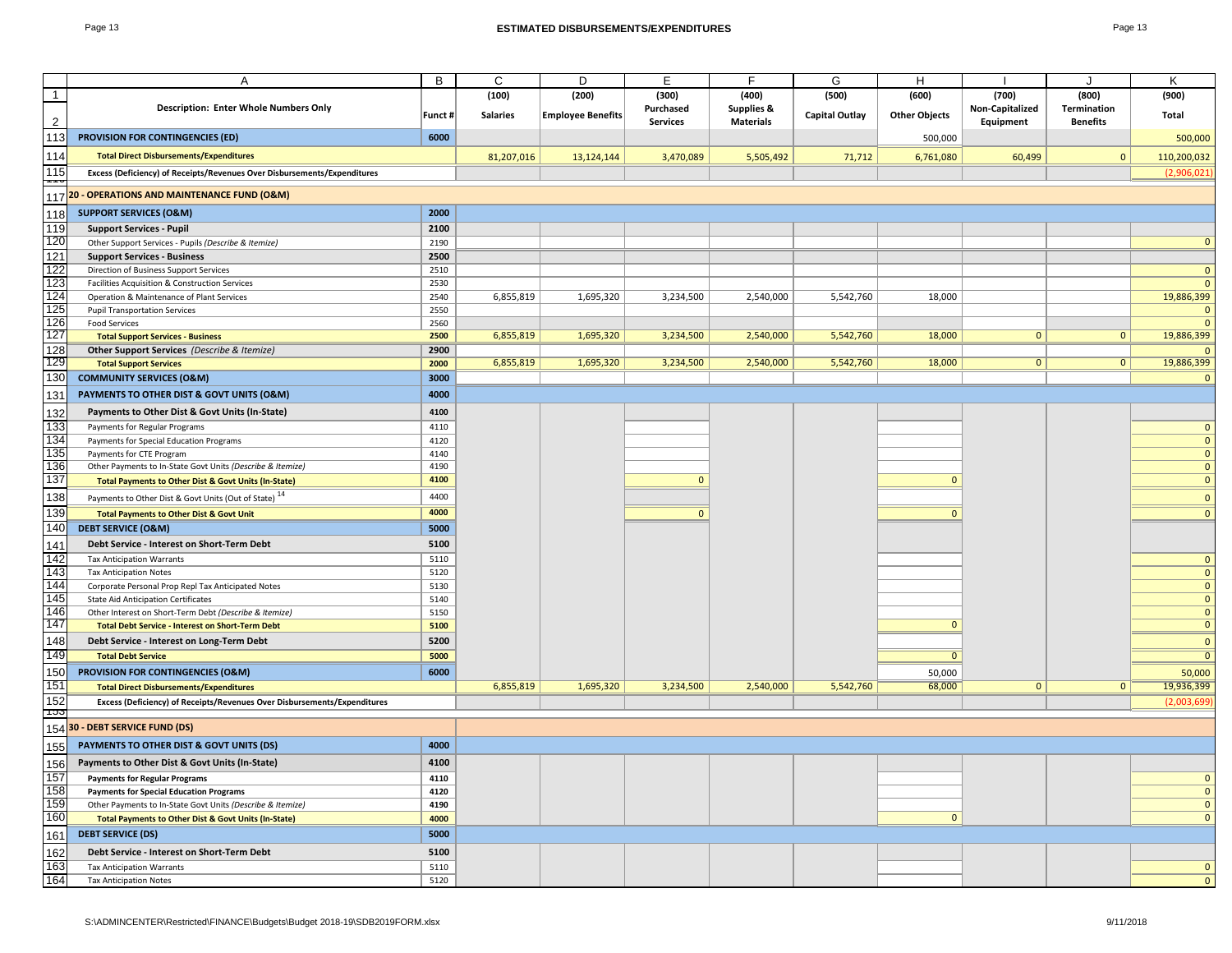# ESTIMATED DISBURSEMENTS/EXPENDITURES

| | A | B | C | D | E | F | G | H | I | J | K |
|---|---|---|---|---|---|---|---|---|---|---|---|
| 1 | | | (100) | (200) | (300) | (400) | (500) | (600) | (700) | (800) | (900) |
| 2 | **Description: Enter Whole Numbers Only** | **Funct #** | **Salaries** | **Employee Benefits** | **Purchased Services** | **Supplies & Materials** | **Capital Outlay** | **Other Objects** | **Non-Capitalized Equipment** | **Termination Benefits** | **Total** |
| 113 | **PROVISION FOR CONTINGENCIES (ED)** | **6000** | | | | | | 500,000 | | | 500,000 |
| 114 | **Total Direct Disbursements/Expenditures** | | 81,207,016 | 13,124,144 | 3,470,089 | 5,505,492 | 71,712 | 6,761,080 | 60,499 | 0 | 110,200,032 |
| 115 | **Excess (Deficiency) of Receipts/Revenues Over Disbursements/Expenditures** | | | | | | | | | | (2,906,021) |
| 117 | **20 - OPERATIONS AND MAINTENANCE FUND (O&M)** | | | | | | | | | | |
| 118 | **SUPPORT SERVICES (O&M)** | **2000** | | | | | | | | | |
| 119 | **Support Services - Pupil** | **2100** | | | | | | | | | |
| 120 | Other Support Services - Pupils *(Describe & Itemize)* | 2190 | | | | | | | | | 0 |
| 121 | **Support Services - Business** | **2500** | | | | | | | | | |
| 122 | Direction of Business Support Services | 2510 | | | | | | | | | 0 |
| 123 | Facilities Acquisition & Construction Services | 2530 | | | | | | | | | 0 |
| 124 | Operation & Maintenance of Plant Services | 2540 | 6,855,819 | 1,695,320 | 3,234,500 | 2,540,000 | 5,542,760 | 18,000 | | | 19,886,399 |
| 125 | Pupil Transportation Services | 2550 | | | | | | | | | 0 |
| 126 | Food Services | 2560 | | | | | | | | | 0 |
| 127 | **Total Support Services - Business** | **2500** | 6,855,819 | 1,695,320 | 3,234,500 | 2,540,000 | 5,542,760 | 18,000 | 0 | 0 | 19,886,399 |
| 128 | **Other Support Services** *(Describe & Itemize)* | **2900** | | | | | | | | | 0 |
| 129 | **Total Support Services** | **2000** | 6,855,819 | 1,695,320 | 3,234,500 | 2,540,000 | 5,542,760 | 18,000 | 0 | 0 | 19,886,399 |
| 130 | **COMMUNITY SERVICES (O&M)** | **3000** | | | | | | | | | 0 |
| 131 | **PAYMENTS TO OTHER DIST & GOVT UNITS (O&M)** | **4000** | | | | | | | | | |
| 132 | **Payments to Other Dist & Govt Units (In-State)** | **4100** | | | | | | | | | |
| 133 | Payments for Regular Programs | 4110 | | | | | | | | | 0 |
| 134 | Payments for Special Education Programs | 4120 | | | | | | | | | 0 |
| 135 | Payments for CTE Program | 4140 | | | | | | | | | 0 |
| 136 | Other Payments to In-State Govt Units *(Describe & Itemize)* | 4190 | | | | | | | | | 0 |
| 137 | **Total Payments to Other Dist & Govt Units (In-State)** | **4100** | | | 0 | | | 0 | | | 0 |
| 138 | Payments to Other Dist & Govt Units (Out of State) [14] | 4400 | | | | | | | | | 0 |
| 139 | **Total Payments to Other Dist & Govt Unit** | **4000** | | | 0 | | | 0 | | | 0 |
| 140 | **DEBT SERVICE (O&M)** | **5000** | | | | | | | | | |
| 141 | **Debt Service - Interest on Short-Term Debt** | **5100** | | | | | | | | | |
| 142 | Tax Anticipation Warrants | 5110 | | | | | | | | | 0 |
| 143 | Tax Anticipation Notes | 5120 | | | | | | | | | 0 |
| 144 | Corporate Personal Prop Repl Tax Anticipated Notes | 5130 | | | | | | | | | 0 |
| 145 | State Aid Anticipation Certificates | 5140 | | | | | | | | | 0 |
| 146 | Other Interest on Short-Term Debt *(Describe & Itemize)* | 5150 | | | | | | | | | 0 |
| 147 | **Total Debt Service - Interest on Short-Term Debt** | **5100** | | | | | | 0 | | | 0 |
| 148 | **Debt Service - Interest on Long-Term Debt** | **5200** | | | | | | | | | 0 |
| 149 | **Total Debt Service** | **5000** | | | | | | 0 | | | 0 |
| 150 | **PROVISION FOR CONTINGENCIES (O&M)** | **6000** | | | | | | 50,000 | | | 50,000 |
| 151 | **Total Direct Disbursements/Expenditures** | | 6,855,819 | 1,695,320 | 3,234,500 | 2,540,000 | 5,542,760 | 68,000 | 0 | 0 | 19,936,399 |
| 152 | **Excess (Deficiency) of Receipts/Revenues Over Disbursements/Expenditures** | | | | | | | | | | (2,003,699) |
| 154 | **30 - DEBT SERVICE FUND (DS)** | | | | | | | | | | |
| 155 | **PAYMENTS TO OTHER DIST & GOVT UNITS (DS)** | **4000** | | | | | | | | | |
| 156 | **Payments to Other Dist & Govt Units (In-State)** | **4100** | | | | | | | | | |
| 157 | **Payments for Regular Programs** | **4110** | | | | | | | | | 0 |
| 158 | **Payments for Special Education Programs** | **4120** | | | | | | | | | 0 |
| 159 | Other Payments to In-State Govt Units *(Describe & Itemize)* | **4190** | | | | | | | | | 0 |
| 160 | **Total Payments to Other Dist & Govt Units (In-State)** | **4000** | | | | | | 0 | | | 0 |
| 161 | **DEBT SERVICE (DS)** | **5000** | | | | | | | | | |
| 162 | **Debt Service - Interest on Short-Term Debt** | **5100** | | | | | | | | | |
| 163 | Tax Anticipation Warrants | 5110 | | | | | | | | | 0 |
| 164 | Tax Anticipation Notes | 5120 | | | | | | | | | 0 |

S:\ADMINCENTER\Restricted\FINANCE\Budgets\Budget 2018-19\SDB2019FORM.xlsx 9/11/2018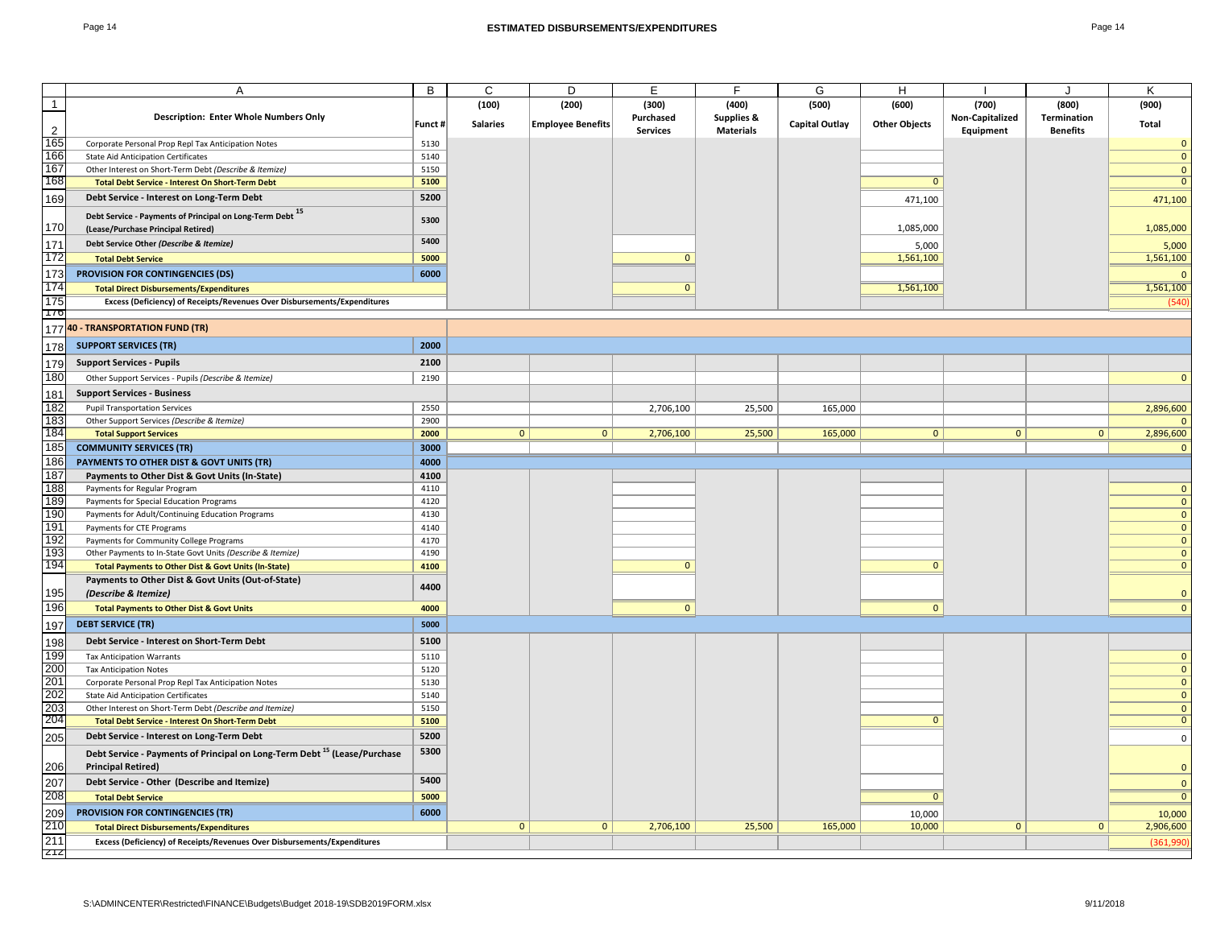## ESTIMATED DISBURSEMENTS/EXPENDITURES

| | A | B | C | D | E | F | G | H | I | J | K |
|---|---|---|---|---|---|---|---|---|---|---|---|
| 1 | | | (100) | (200) | (300) | (400) | (500) | (600) | (700) | (800) | (900) |
| 2 | **Description: Enter Whole Numbers Only** | **Funct #** | **Salaries** | **Employee Benefits** | **Purchased Services** | **Supplies & Materials** | **Capital Outlay** | **Other Objects** | **Non-Capitalized Equipment** | **Termination Benefits** | **Total** |
| 165 | Corporate Personal Prop Repl Tax Anticipation Notes | 5130 | | | | | | | | | 0 |
| 166 | State Aid Anticipation Certificates | 5140 | | | | | | | | | 0 |
| 167 | Other Interest on Short-Term Debt *(Describe & Itemize)* | 5150 | | | | | | | | | 0 |
| 168 | **Total Debt Service - Interest On Short-Term Debt** | **5100** | | | | | | 0 | | | 0 |
| 169 | **Debt Service - Interest on Long-Term Debt** | **5200** | | | | | | 471,100 | | | 471,100 |
| 170 | **Debt Service - Payments of Principal on Long-Term Debt [15] (Lease/Purchase Principal Retired)** | **5300** | | | | | | 1,085,000 | | | 1,085,000 |
| 171 | **Debt Service Other *(Describe & Itemize)*** | **5400** | | | | | | 5,000 | | | 5,000 |
| 172 | **Total Debt Service** | **5000** | | | 0 | | | 1,561,100 | | | 1,561,100 |
| 173 | **PROVISION FOR CONTINGENCIES (DS)** | **6000** | | | | | | | | | 0 |
| 174 | **Total Direct Disbursements/Expenditures** | | | | 0 | | | 1,561,100 | | | 1,561,100 |
| 175 | **Excess (Deficiency) of Receipts/Revenues Over Disbursements/Expenditures** | | | | | | | | | | (540) |
| 176 | | | | | | | | | | | |
| 177 | **40 - TRANSPORTATION FUND (TR)** | | | | | | | | | | |
| 178 | **SUPPORT SERVICES (TR)** | **2000** | | | | | | | | | |
| 179 | **Support Services - Pupils** | **2100** | | | | | | | | | |
| 180 | Other Support Services - Pupils *(Describe & Itemize)* | 2190 | | | | | | | | | 0 |
| 181 | **Support Services - Business** | | | | | | | | | | |
| 182 | Pupil Transportation Services | 2550 | | | 2,706,100 | 25,500 | 165,000 | | | | 2,896,600 |
| 183 | Other Support Services *(Describe & Itemize)* | 2900 | | | | | | | | | 0 |
| 184 | **Total Support Services** | **2000** | 0 | 0 | 2,706,100 | 25,500 | 165,000 | 0 | 0 | 0 | 2,896,600 |
| 185 | **COMMUNITY SERVICES (TR)** | **3000** | | | | | | | | | 0 |
| 186 | **PAYMENTS TO OTHER DIST & GOVT UNITS (TR)** | **4000** | | | | | | | | | |
| 187 | **Payments to Other Dist & Govt Units (In-State)** | **4100** | | | | | | | | | |
| 188 | Payments for Regular Program | 4110 | | | | | | | | | 0 |
| 189 | Payments for Special Education Programs | 4120 | | | | | | | | | 0 |
| 190 | Payments for Adult/Continuing Education Programs | 4130 | | | | | | | | | 0 |
| 191 | Payments for CTE Programs | 4140 | | | | | | | | | 0 |
| 192 | Payments for Community College Programs | 4170 | | | | | | | | | 0 |
| 193 | Other Payments to In-State Govt Units *(Describe & Itemize)* | 4190 | | | | | | | | | 0 |
| 194 | **Total Payments to Other Dist & Govt Units (In-State)** | **4100** | | | 0 | | | 0 | | | 0 |
| 195 | **Payments to Other Dist & Govt Units (Out-of-State) *(Describe & Itemize)*** | **4400** | | | | | | | | | 0 |
| 196 | **Total Payments to Other Dist & Govt Units** | **4000** | | | 0 | | | 0 | | | 0 |
| 197 | **DEBT SERVICE (TR)** | **5000** | | | | | | | | | |
| 198 | **Debt Service - Interest on Short-Term Debt** | **5100** | | | | | | | | | |
| 199 | Tax Anticipation Warrants | 5110 | | | | | | | | | 0 |
| 200 | Tax Anticipation Notes | 5120 | | | | | | | | | 0 |
| 201 | Corporate Personal Prop Repl Tax Anticipation Notes | 5130 | | | | | | | | | 0 |
| 202 | State Aid Anticipation Certificates | 5140 | | | | | | | | | 0 |
| 203 | Other Interest on Short-Term Debt *(Describe and Itemize)* | 5150 | | | | | | | | | 0 |
| 204 | **Total Debt Service - Interest On Short-Term Debt** | **5100** | | | | | | 0 | | | 0 |
| 205 | **Debt Service - Interest on Long-Term Debt** | **5200** | | | | | | | | | 0 |
| 206 | **Debt Service - Payments of Principal on Long-Term Debt [15] (Lease/Purchase Principal Retired)** | **5300** | | | | | | | | | 0 |
| 207 | **Debt Service - Other (Describe and Itemize)** | **5400** | | | | | | | | | 0 |
| 208 | **Total Debt Service** | **5000** | | | | | | 0 | | | 0 |
| 209 | **PROVISION FOR CONTINGENCIES (TR)** | **6000** | | | | | | 10,000 | | | 10,000 |
| 210 | **Total Direct Disbursements/Expenditures** | | 0 | 0 | 2,706,100 | 25,500 | 165,000 | 10,000 | 0 | 0 | 2,906,600 |
| 211 | **Excess (Deficiency) of Receipts/Revenues Over Disbursements/Expenditures** | | | | | | | | | | (361,990) |
| 212 | | | | | | | | | | | |

S:\ADMINCENTER\Restricted\FINANCE\Budgets\Budget 2018-19\SDB2019FORM.xlsx 9/11/2018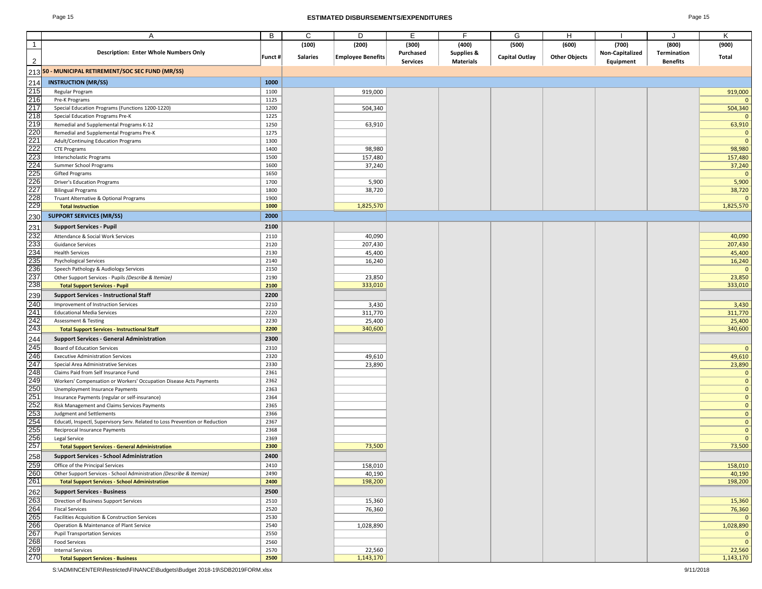# ESTIMATED DISBURSEMENTS/EXPENDITURES

| | A | B | C | D | E | F | G | H | I | J | K |
|---|---|---|---|---|---|---|---|---|---|---|---|
| 1 | Description: Enter Whole Numbers Only | Funct # | (100) | (200) | (300) | (400) | (500) | (600) | (700) | (800) | (900) |
| 2 | | | Salaries | Employee Benefits | Purchased Services | Supplies & Materials | Capital Outlay | Other Objects | Non-Capitalized Equipment | Termination Benefits | Total |
| 213 | **50 - MUNICIPAL RETIREMENT/SOC SEC FUND (MR/SS)** | | | | | | | | | | |
| 214 | **INSTRUCTION (MR/SS)** | **1000** | | | | | | | | | |
| 215 | Regular Program | 1100 | | 919,000 | | | | | | | 919,000 |
| 216 | Pre-K Programs | 1125 | | | | | | | | | 0 |
| 217 | Special Education Programs (Functions 1200-1220) | 1200 | | 504,340 | | | | | | | 504,340 |
| 218 | Special Education Programs Pre-K | 1225 | | | | | | | | | 0 |
| 219 | Remedial and Supplemental Programs K-12 | 1250 | | 63,910 | | | | | | | 63,910 |
| 220 | Remedial and Supplemental Programs Pre-K | 1275 | | | | | | | | | 0 |
| 221 | Adult/Continuing Education Programs | 1300 | | | | | | | | | 0 |
| 222 | CTE Programs | 1400 | | 98,980 | | | | | | | 98,980 |
| 223 | Interscholastic Programs | 1500 | | 157,480 | | | | | | | 157,480 |
| 224 | Summer School Programs | 1600 | | 37,240 | | | | | | | 37,240 |
| 225 | Gifted Programs | 1650 | | | | | | | | | 0 |
| 226 | Driver's Education Programs | 1700 | | 5,900 | | | | | | | 5,900 |
| 227 | Bilingual Programs | 1800 | | 38,720 | | | | | | | 38,720 |
| 228 | Truant Alternative & Optional Programs | 1900 | | | | | | | | | 0 |
| 229 | **Total Instruction** | **1000** | | 1,825,570 | | | | | | | 1,825,570 |
| 230 | **SUPPORT SERVICES (MR/SS)** | **2000** | | | | | | | | | |
| 231 | **Support Services - Pupil** | **2100** | | | | | | | | | |
| 232 | Attendance & Social Work Services | 2110 | | 40,090 | | | | | | | 40,090 |
| 233 | Guidance Services | 2120 | | 207,430 | | | | | | | 207,430 |
| 234 | Health Services | 2130 | | 45,400 | | | | | | | 45,400 |
| 235 | Psychological Services | 2140 | | 16,240 | | | | | | | 16,240 |
| 236 | Speech Pathology & Audiology Services | 2150 | | | | | | | | | 0 |
| 237 | Other Support Services - Pupils *(Describe & Itemize)* | 2190 | | 23,850 | | | | | | | 23,850 |
| 238 | **Total Support Services - Pupil** | **2100** | | 333,010 | | | | | | | 333,010 |
| 239 | **Support Services - Instructional Staff** | **2200** | | | | | | | | | |
| 240 | Improvement of Instruction Services | 2210 | | 3,430 | | | | | | | 3,430 |
| 241 | Educational Media Services | 2220 | | 311,770 | | | | | | | 311,770 |
| 242 | Assessment & Testing | 2230 | | 25,400 | | | | | | | 25,400 |
| 243 | **Total Support Services - Instructional Staff** | **2200** | | 340,600 | | | | | | | 340,600 |
| 244 | **Support Services - General Administration** | **2300** | | | | | | | | | |
| 245 | Board of Education Services | 2310 | | | | | | | | | 0 |
| 246 | Executive Administration Services | 2320 | | 49,610 | | | | | | | 49,610 |
| 247 | Special Area Administrative Services | 2330 | | 23,890 | | | | | | | 23,890 |
| 248 | Claims Paid from Self Insurance Fund | 2361 | | | | | | | | | 0 |
| 249 | Workers' Compensation or Workers' Occupation Disease Acts Payments | 2362 | | | | | | | | | 0 |
| 250 | Unemployment Insurance Payments | 2363 | | | | | | | | | 0 |
| 251 | Insurance Payments (regular or self-insurance) | 2364 | | | | | | | | | 0 |
| 252 | Risk Management and Claims Services Payments | 2365 | | | | | | | | | 0 |
| 253 | Judgment and Settlements | 2366 | | | | | | | | | 0 |
| 254 | Educatl, Inspectl, Supervisory Serv. Related to Loss Prevention or Reduction | 2367 | | | | | | | | | 0 |
| 255 | Reciprocal Insurance Payments | 2368 | | | | | | | | | 0 |
| 256 | Legal Service | 2369 | | | | | | | | | 0 |
| 257 | **Total Support Services - General Administration** | **2300** | | 73,500 | | | | | | | 73,500 |
| 258 | **Support Services - School Administration** | **2400** | | | | | | | | | |
| 259 | Office of the Principal Services | 2410 | | 158,010 | | | | | | | 158,010 |
| 260 | Other Support Services - School Administration *(Describe & Itemize)* | 2490 | | 40,190 | | | | | | | 40,190 |
| 261 | **Total Support Services - School Administration** | **2400** | | 198,200 | | | | | | | 198,200 |
| 262 | **Support Services - Business** | **2500** | | | | | | | | | |
| 263 | Direction of Business Support Services | 2510 | | 15,360 | | | | | | | 15,360 |
| 264 | Fiscal Services | 2520 | | 76,360 | | | | | | | 76,360 |
| 265 | Facilities Acquisition & Construction Services | 2530 | | | | | | | | | 0 |
| 266 | Operation & Maintenance of Plant Service | 2540 | | 1,028,890 | | | | | | | 1,028,890 |
| 267 | Pupil Transportation Services | 2550 | | | | | | | | | 0 |
| 268 | Food Services | 2560 | | | | | | | | | 0 |
| 269 | Internal Services | 2570 | | 22,560 | | | | | | | 22,560 |
| 270 | **Total Support Services - Business** | **2500** | | 1,143,170 | | | | | | | 1,143,170 |

S:\ADMINCENTER\Restricted\FINANCE\Budgets\Budget 2018-19\SDB2019FORM.xlsx

9/11/2018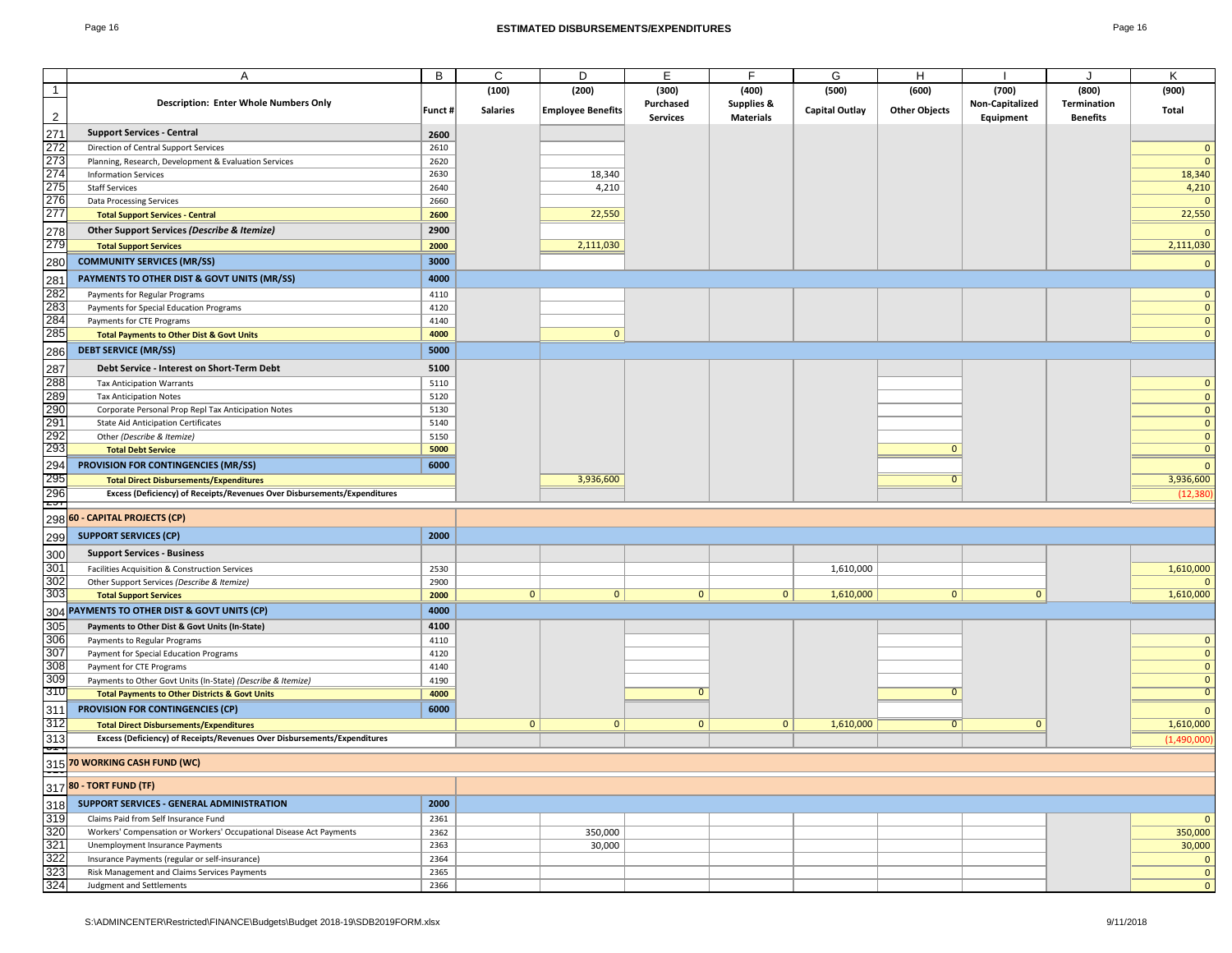# ESTIMATED DISBURSEMENTS/EXPENDITURES

| | A | B | C | D | E | F | G | H | I | J | K |
|---|---|---|---|---|---|---|---|---|---|---|---|
| 1 | | | (100) | (200) | (300) | (400) | (500) | (600) | (700) | (800) | (900) |
| 2 | Description: Enter Whole Numbers Only | Funct # | Salaries | Employee Benefits | Purchased Services | Supplies & Materials | Capital Outlay | Other Objects | Non-Capitalized Equipment | Termination Benefits | Total |
| 271 | **Support Services - Central** | **2600** | | | | | | | | | |
| 272 | Direction of Central Support Services | 2610 | | | | | | | | | 0 |
| 273 | Planning, Research, Development & Evaluation Services | 2620 | | | | | | | | | 0 |
| 274 | Information Services | 2630 | | 18,340 | | | | | | | 18,340 |
| 275 | Staff Services | 2640 | | 4,210 | | | | | | | 4,210 |
| 276 | Data Processing Services | 2660 | | | | | | | | | 0 |
| 277 | **Total Support Services - Central** | **2600** | | 22,550 | | | | | | | 22,550 |
| 278 | **Other Support Services *(Describe & Itemize)*** | **2900** | | | | | | | | | 0 |
| 279 | **Total Support Services** | **2000** | | 2,111,030 | | | | | | | 2,111,030 |
| 280 | **COMMUNITY SERVICES (MR/SS)** | **3000** | | | | | | | | | 0 |
| 281 | **PAYMENTS TO OTHER DIST & GOVT UNITS (MR/SS)** | **4000** | | | | | | | | | |
| 282 | Payments for Regular Programs | 4110 | | | | | | | | | 0 |
| 283 | Payments for Special Education Programs | 4120 | | | | | | | | | 0 |
| 284 | Payments for CTE Programs | 4140 | | | | | | | | | 0 |
| 285 | **Total Payments to Other Dist & Govt Units** | **4000** | | 0 | | | | | | | 0 |
| 286 | **DEBT SERVICE (MR/SS)** | **5000** | | | | | | | | | |
| 287 | **Debt Service - Interest on Short-Term Debt** | **5100** | | | | | | | | | |
| 288 | Tax Anticipation Warrants | 5110 | | | | | | | | | 0 |
| 289 | Tax Anticipation Notes | 5120 | | | | | | | | | 0 |
| 290 | Corporate Personal Prop Repl Tax Anticipation Notes | 5130 | | | | | | | | | 0 |
| 291 | State Aid Anticipation Certificates | 5140 | | | | | | | | | 0 |
| 292 | Other *(Describe & Itemize)* | 5150 | | | | | | | | | 0 |
| 293 | **Total Debt Service** | **5000** | | | | | | 0 | | | 0 |
| 294 | **PROVISION FOR CONTINGENCIES (MR/SS)** | **6000** | | | | | | | | | 0 |
| 295 | **Total Direct Disbursements/Expenditures** | | | 3,936,600 | | | | 0 | | | 3,936,600 |
| 296 | **Excess (Deficiency) of Receipts/Revenues Over Disbursements/Expenditures** | | | | | | | | | | (12,380) |
| 298 | **60 - CAPITAL PROJECTS (CP)** | | | | | | | | | | |
| 299 | **SUPPORT SERVICES (CP)** | **2000** | | | | | | | | | |
| 300 | **Support Services - Business** | | | | | | | | | | |
| 301 | Facilities Acquisition & Construction Services | 2530 | | | | | 1,610,000 | | | | 1,610,000 |
| 302 | Other Support Services *(Describe & Itemize)* | 2900 | | | | | | | | | 0 |
| 303 | **Total Support Services** | **2000** | 0 | 0 | 0 | 0 | 1,610,000 | 0 | 0 | | 1,610,000 |
| 304 | **PAYMENTS TO OTHER DIST & GOVT UNITS (CP)** | **4000** | | | | | | | | | |
| 305 | **Payments to Other Dist & Govt Units (In-State)** | **4100** | | | | | | | | | |
| 306 | Payments to Regular Programs | 4110 | | | | | | | | | 0 |
| 307 | Payment for Special Education Programs | 4120 | | | | | | | | | 0 |
| 308 | Payment for CTE Programs | 4140 | | | | | | | | | 0 |
| 309 | Payments to Other Govt Units (In-State) *(Describe & Itemize)* | 4190 | | | | | | | | | 0 |
| 310 | **Total Payments to Other Districts & Govt Units** | **4000** | | | 0 | | | 0 | | | 0 |
| 311 | **PROVISION FOR CONTINGENCIES (CP)** | **6000** | | | | | | | | | 0 |
| 312 | **Total Direct Disbursements/Expenditures** | | 0 | 0 | 0 | 0 | 1,610,000 | 0 | 0 | | 1,610,000 |
| 313 | **Excess (Deficiency) of Receipts/Revenues Over Disbursements/Expenditures** | | | | | | | | | | (1,490,000) |
| 315 | **70 WORKING CASH FUND (WC)** | | | | | | | | | | |
| 317 | **80 - TORT FUND (TF)** | | | | | | | | | | |
| 318 | **SUPPORT SERVICES - GENERAL ADMINISTRATION** | **2000** | | | | | | | | | |
| 319 | Claims Paid from Self Insurance Fund | 2361 | | | | | | | | | 0 |
| 320 | Workers' Compensation or Workers' Occupational Disease Act Payments | 2362 | | 350,000 | | | | | | | 350,000 |
| 321 | Unemployment Insurance Payments | 2363 | | 30,000 | | | | | | | 30,000 |
| 322 | Insurance Payments (regular or self-insurance) | 2364 | | | | | | | | | 0 |
| 323 | Risk Management and Claims Services Payments | 2365 | | | | | | | | | 0 |
| 324 | Judgment and Settlements | 2366 | | | | | | | | | 0 |

S:\ADMINCENTER\Restricted\FINANCE\Budgets\Budget 2018-19\SDB2019FORM.xlsx 9/11/2018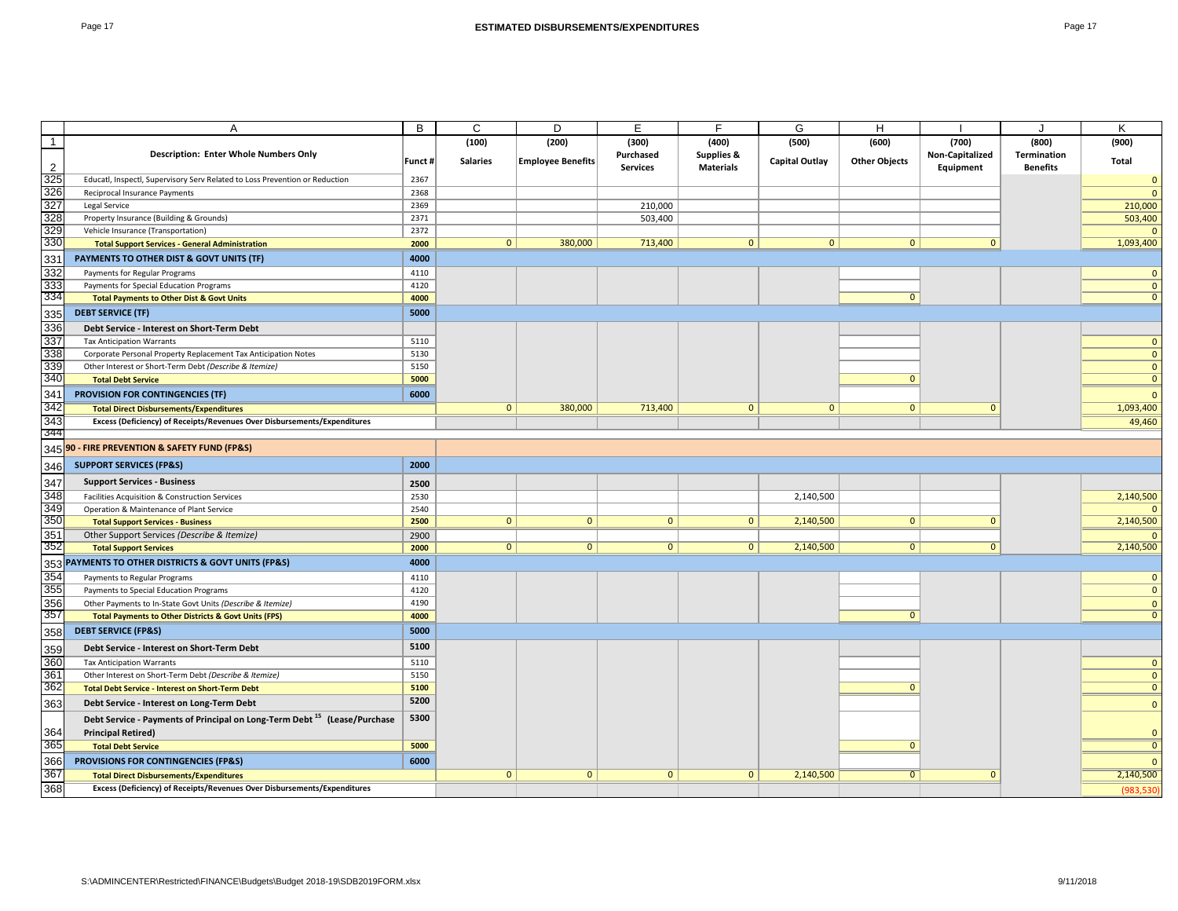# ESTIMATED DISBURSEMENTS/EXPENDITURES

| | A | B | C | D | E | F | G | H | I | J | K |
|---|---|---|---|---|---|---|---|---|---|---|---|
| 1 | | | (100) | (200) | (300) | (400) | (500) | (600) | (700) | (800) | (900) |
| 2 | **Description: Enter Whole Numbers Only** | **Funct #** | **Salaries** | **Employee Benefits** | **Purchased Services** | **Supplies & Materials** | **Capital Outlay** | **Other Objects** | **Non-Capitalized Equipment** | **Termination Benefits** | **Total** |
| 325 | Educatl, Inspectl, Supervisory Serv Related to Loss Prevention or Reduction | 2367 | | | | | | | | | 0 |
| 326 | Reciprocal Insurance Payments | 2368 | | | | | | | | | 0 |
| 327 | Legal Service | 2369 | | | 210,000 | | | | | | 210,000 |
| 328 | Property Insurance (Building & Grounds) | 2371 | | | 503,400 | | | | | | 503,400 |
| 329 | Vehicle Insurance (Transportation) | 2372 | | | | | | | | | 0 |
| 330 | **Total Support Services - General Administration** | **2000** | 0 | 380,000 | 713,400 | 0 | 0 | 0 | 0 | | 1,093,400 |
| 331 | **PAYMENTS TO OTHER DIST & GOVT UNITS (TF)** | **4000** | | | | | | | | | |
| 332 | Payments for Regular Programs | 4110 | | | | | | | | | 0 |
| 333 | Payments for Special Education Programs | 4120 | | | | | | | | | 0 |
| 334 | **Total Payments to Other Dist & Govt Units** | **4000** | | | | | | 0 | | | 0 |
| 335 | **DEBT SERVICE (TF)** | **5000** | | | | | | | | | |
| 336 | **Debt Service - Interest on Short-Term Debt** | | | | | | | | | | |
| 337 | Tax Anticipation Warrants | 5110 | | | | | | | | | 0 |
| 338 | Corporate Personal Property Replacement Tax Anticipation Notes | 5130 | | | | | | | | | 0 |
| 339 | Other Interest or Short-Term Debt *(Describe & Itemize)* | 5150 | | | | | | | | | 0 |
| 340 | **Total Debt Service** | **5000** | | | | | | 0 | | | 0 |
| 341 | **PROVISION FOR CONTINGENCIES (TF)** | **6000** | | | | | | | | | 0 |
| 342 | **Total Direct Disbursements/Expenditures** | | 0 | 380,000 | 713,400 | 0 | 0 | 0 | 0 | | 1,093,400 |
| 343 | **Excess (Deficiency) of Receipts/Revenues Over Disbursements/Expenditures** | | | | | | | | | | 49,460 |
| 344 | | | | | | | | | | | |
| 345 | **90 - FIRE PREVENTION & SAFETY FUND (FP&S)** | | | | | | | | | | |
| 346 | **SUPPORT SERVICES (FP&S)** | **2000** | | | | | | | | | |
| 347 | **Support Services - Business** | **2500** | | | | | | | | | |
| 348 | Facilities Acquisition & Construction Services | 2530 | | | | | 2,140,500 | | | | 2,140,500 |
| 349 | Operation & Maintenance of Plant Service | 2540 | | | | | | | | | 0 |
| 350 | **Total Support Services - Business** | **2500** | 0 | 0 | 0 | 0 | 2,140,500 | 0 | 0 | | 2,140,500 |
| 351 | Other Support Services *(Describe & Itemize)* | 2900 | | | | | | | | | 0 |
| 352 | **Total Support Services** | **2000** | 0 | 0 | 0 | 0 | 2,140,500 | 0 | 0 | | 2,140,500 |
| 353 | **PAYMENTS TO OTHER DISTRICTS & GOVT UNITS (FP&S)** | **4000** | | | | | | | | | |
| 354 | Payments to Regular Programs | 4110 | | | | | | | | | 0 |
| 355 | Payments to Special Education Programs | 4120 | | | | | | | | | 0 |
| 356 | Other Payments to In-State Govt Units *(Describe & Itemize)* | 4190 | | | | | | | | | 0 |
| 357 | **Total Payments to Other Districts & Govt Units (FPS)** | **4000** | | | | | | 0 | | | 0 |
| 358 | **DEBT SERVICE (FP&S)** | **5000** | | | | | | | | | |
| 359 | **Debt Service - Interest on Short-Term Debt** | **5100** | | | | | | | | | |
| 360 | Tax Anticipation Warrants | 5110 | | | | | | | | | 0 |
| 361 | Other Interest on Short-Term Debt *(Describe & Itemize)* | 5150 | | | | | | | | | 0 |
| 362 | **Total Debt Service - Interest on Short-Term Debt** | **5100** | | | | | | 0 | | | 0 |
| 363 | **Debt Service - Interest on Long-Term Debt** | **5200** | | | | | | | | | 0 |
| 364 | **Debt Service - Payments of Principal on Long-Term Debt [15] (Lease/Purchase Principal Retired)** | **5300** | | | | | | | | | 0 |
| 365 | **Total Debt Service** | **5000** | | | | | | 0 | | | 0 |
| 366 | **PROVISIONS FOR CONTINGENCIES (FP&S)** | **6000** | | | | | | | | | 0 |
| 367 | **Total Direct Disbursements/Expenditures** | | 0 | 0 | 0 | 0 | 2,140,500 | 0 | 0 | | 2,140,500 |
| 368 | **Excess (Deficiency) of Receipts/Revenues Over Disbursements/Expenditures** | | | | | | | | | | (983,530) |

S:\ADMINCENTER\Restricted\FINANCE\Budgets\Budget 2018-19\SDB2019FORM.xlsx 9/11/2018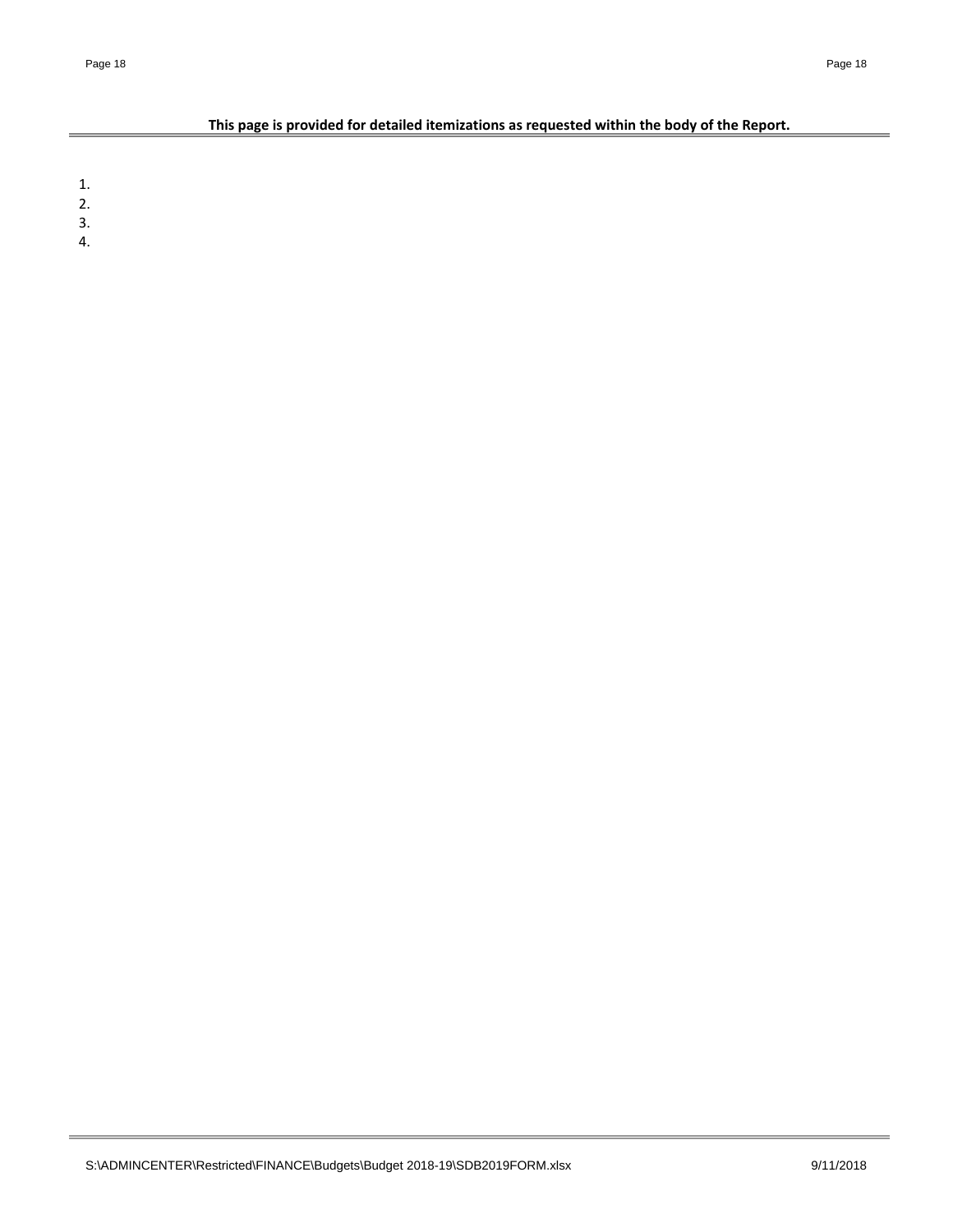**This page is provided for detailed itemizations as requested within the body of the Report.**

1.
2.
3.
4.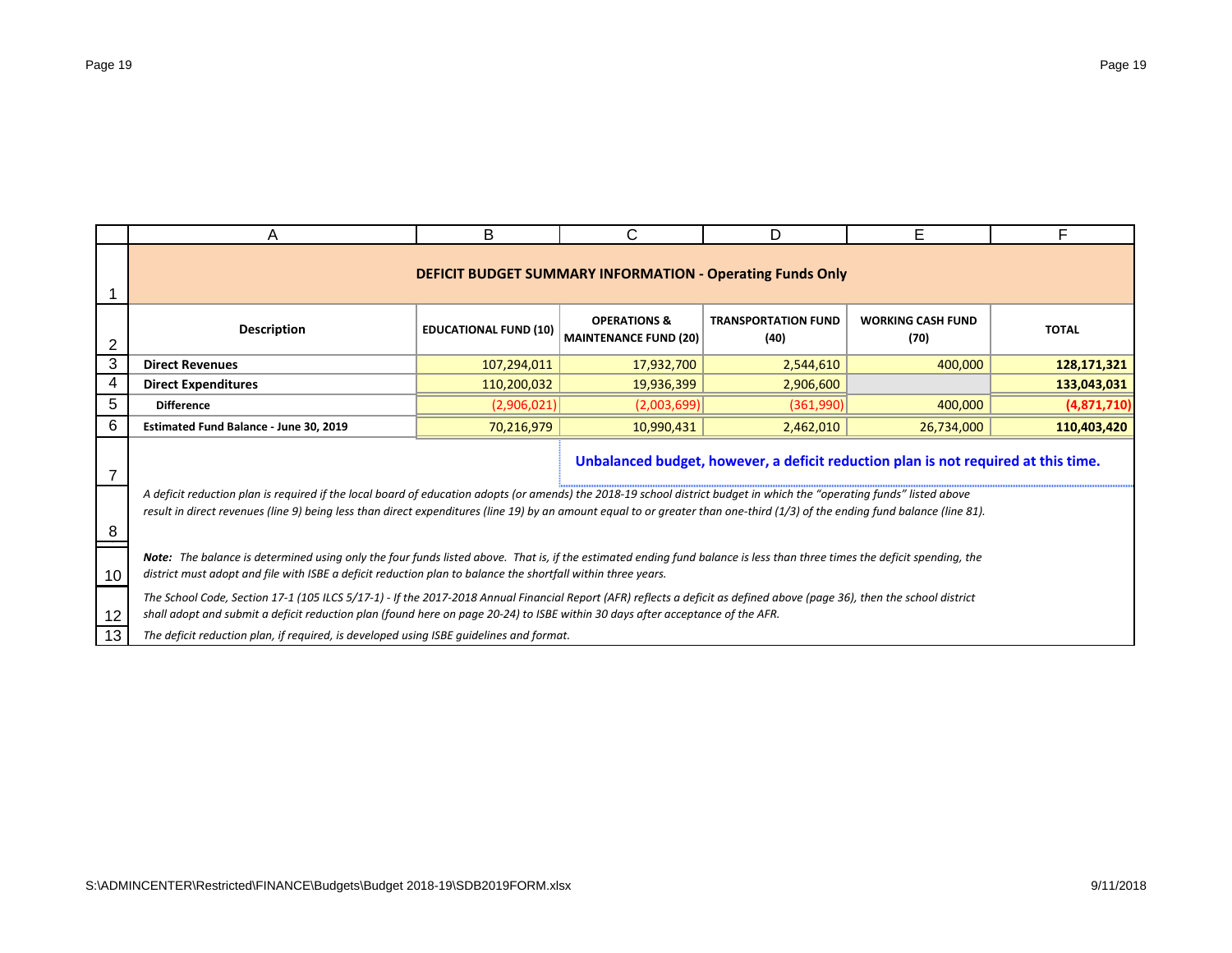# DEFICIT BUDGET SUMMARY INFORMATION - Operating Funds Only

| Description | EDUCATIONAL FUND (10) | OPERATIONS & MAINTENANCE FUND (20) | TRANSPORTATION FUND (40) | WORKING CASH FUND (70) | TOTAL |
|---|---|---|---|---|---|
| **Direct Revenues** | 107,294,011 | 17,932,700 | 2,544,610 | 400,000 | **128,171,321** |
| **Direct Expenditures** | 110,200,032 | 19,936,399 | 2,906,600 | | **133,043,031** |
| **Difference** | (2,906,021) | (2,003,699) | (361,990) | 400,000 | **(4,871,710)** |
| **Estimated Fund Balance - June 30, 2019** | 70,216,979 | 10,990,431 | 2,462,010 | 26,734,000 | **110,403,420** |

**Unbalanced budget, however, a deficit reduction plan is not required at this time.**

*A deficit reduction plan is required if the local board of education adopts (or amends) the 2018-19 school district budget in which the "operating funds" listed above result in direct revenues (line 9) being less than direct expenditures (line 19) by an amount equal to or greater than one-third (1/3) of the ending fund balance (line 81).*

***Note:** The balance is determined using only the four funds listed above. That is, if the estimated ending fund balance is less than three times the deficit spending, the district must adopt and file with ISBE a deficit reduction plan to balance the shortfall within three years.*

*The School Code, Section 17-1 (105 ILCS 5/17-1) - If the 2017-2018 Annual Financial Report (AFR) reflects a deficit as defined above (page 36), then the school district shall adopt and submit a deficit reduction plan (found here on page 20-24) to ISBE within 30 days after acceptance of the AFR.*

*The deficit reduction plan, if required, is developed using ISBE guidelines and format.*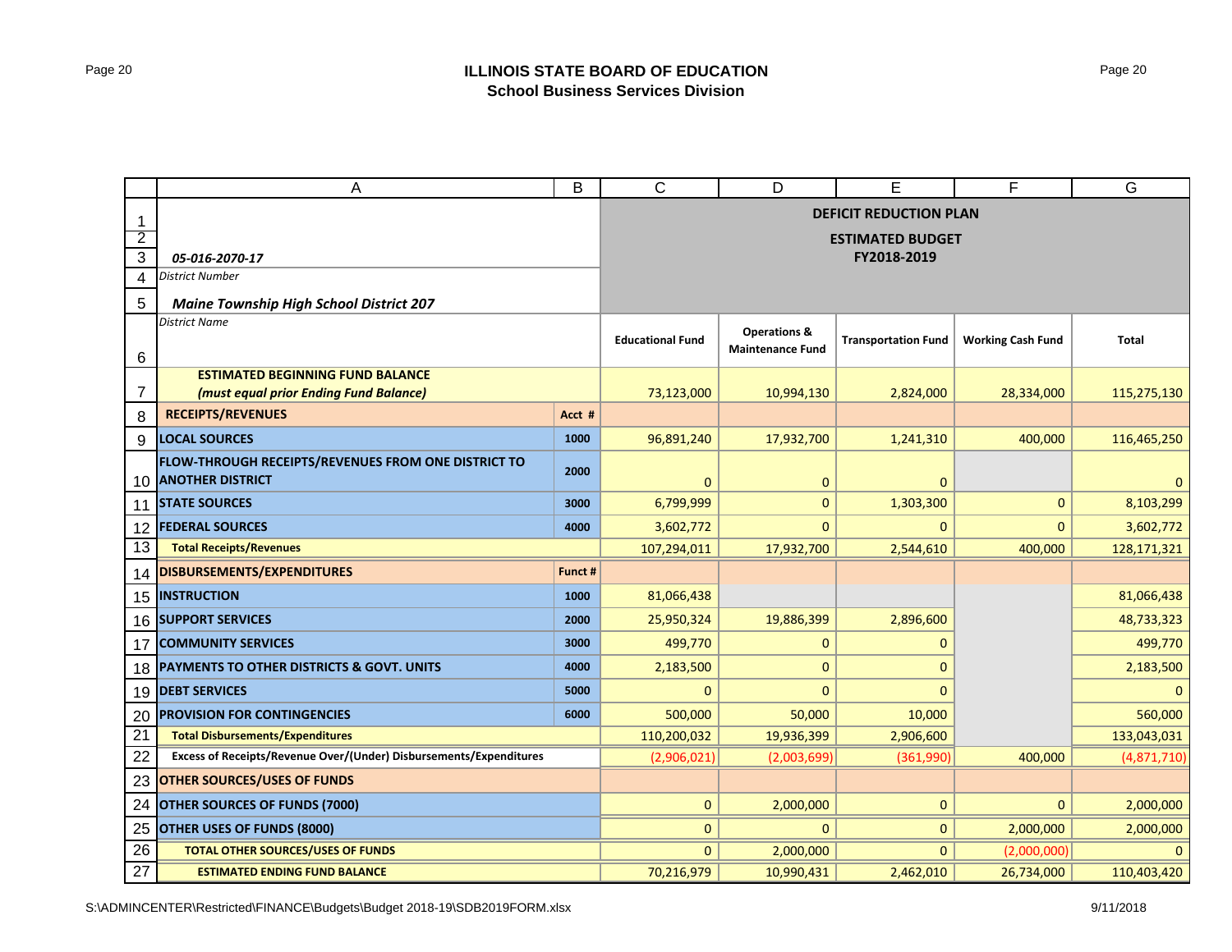# ILLINOIS STATE BOARD OF EDUCATION
## School Business Services Division

*05-016-2070-17*
*District Number*

***Maine Township High School District 207***
*District Name*

**DEFICIT REDUCTION PLAN**
**ESTIMATED BUDGET**
**FY2018-2019**

| | | Educational Fund | Operations & Maintenance Fund | Transportation Fund | Working Cash Fund | Total |
|---|---|---|---|---|---|---|
| **ESTIMATED BEGINNING FUND BALANCE *(must equal prior Ending Fund Balance)*** | | 73,123,000 | 10,994,130 | 2,824,000 | 28,334,000 | 115,275,130 |
| **RECEIPTS/REVENUES** | **Acct #** | | | | | |
| **LOCAL SOURCES** | **1000** | 96,891,240 | 17,932,700 | 1,241,310 | 400,000 | 116,465,250 |
| **FLOW-THROUGH RECEIPTS/REVENUES FROM ONE DISTRICT TO ANOTHER DISTRICT** | **2000** | 0 | 0 | 0 | | 0 |
| **STATE SOURCES** | **3000** | 6,799,999 | 0 | 1,303,300 | 0 | 8,103,299 |
| **FEDERAL SOURCES** | **4000** | 3,602,772 | 0 | 0 | 0 | 3,602,772 |
| **Total Receipts/Revenues** | | 107,294,011 | 17,932,700 | 2,544,610 | 400,000 | 128,171,321 |
| **DISBURSEMENTS/EXPENDITURES** | **Funct #** | | | | | |
| **INSTRUCTION** | **1000** | 81,066,438 | | | | 81,066,438 |
| **SUPPORT SERVICES** | **2000** | 25,950,324 | 19,886,399 | 2,896,600 | | 48,733,323 |
| **COMMUNITY SERVICES** | **3000** | 499,770 | 0 | 0 | | 499,770 |
| **PAYMENTS TO OTHER DISTRICTS & GOVT. UNITS** | **4000** | 2,183,500 | 0 | 0 | | 2,183,500 |
| **DEBT SERVICES** | **5000** | 0 | 0 | 0 | | 0 |
| **PROVISION FOR CONTINGENCIES** | **6000** | 500,000 | 50,000 | 10,000 | | 560,000 |
| **Total Disbursements/Expenditures** | | 110,200,032 | 19,936,399 | 2,906,600 | | 133,043,031 |
| **Excess of Receipts/Revenue Over/(Under) Disbursements/Expenditures** | | (2,906,021) | (2,003,699) | (361,990) | 400,000 | (4,871,710) |
| **OTHER SOURCES/USES OF FUNDS** | | | | | | |
| **OTHER SOURCES OF FUNDS (7000)** | | 0 | 2,000,000 | 0 | 0 | 2,000,000 |
| **OTHER USES OF FUNDS (8000)** | | 0 | 0 | 0 | 2,000,000 | 2,000,000 |
| **TOTAL OTHER SOURCES/USES OF FUNDS** | | 0 | 2,000,000 | 0 | (2,000,000) | 0 |
| **ESTIMATED ENDING FUND BALANCE** | | 70,216,979 | 10,990,431 | 2,462,010 | 26,734,000 | 110,403,420 |

S:\ADMINCENTER\Restricted\FINANCE\Budgets\Budget 2018-19\SDB2019FORM.xlsx 9/11/2018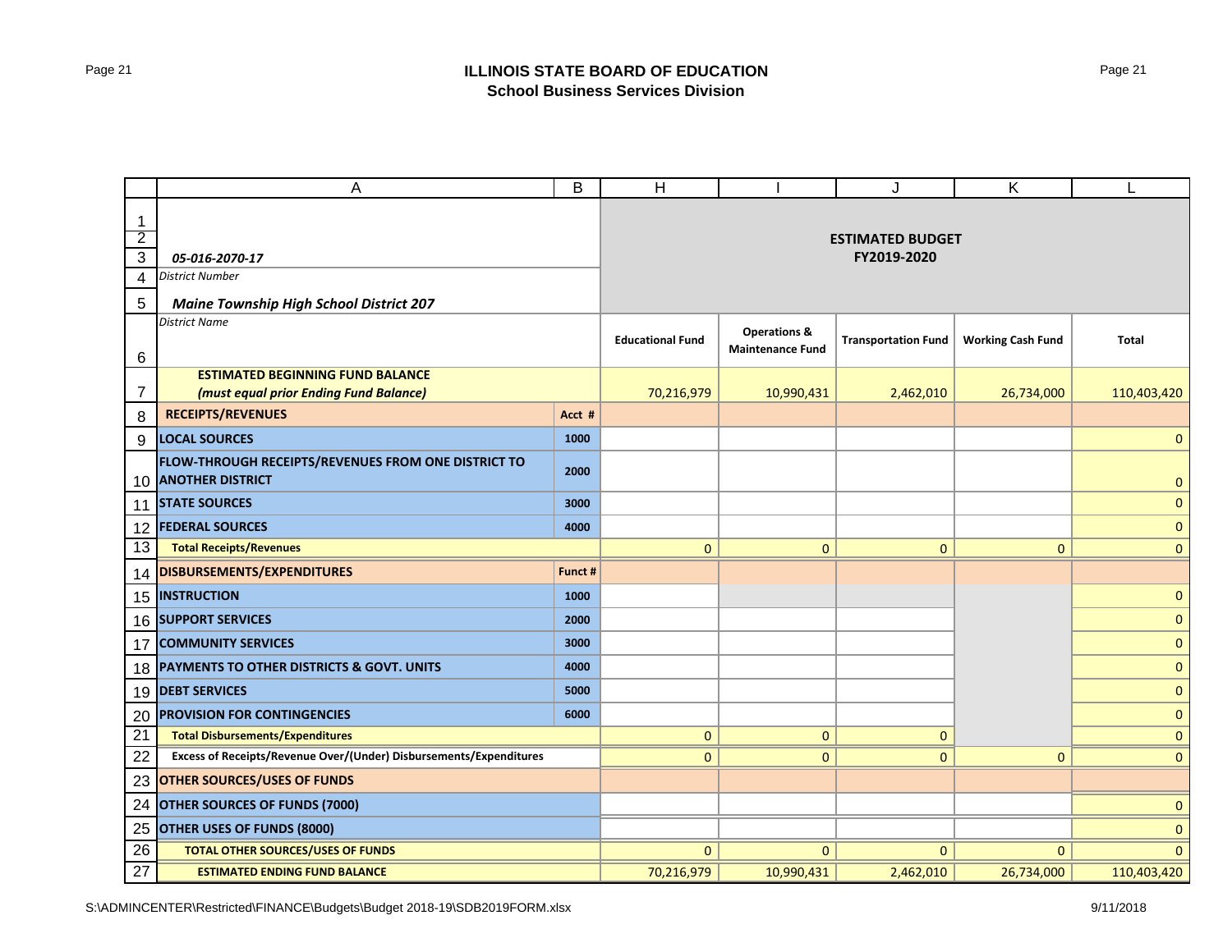# ILLINOIS STATE BOARD OF EDUCATION
## School Business Services Division

| | A | B | H | I | J | K | L |
|---|---|---|---|---|---|---|---|
| 1 | | | | | | | |
| 2 | | | ESTIMATED BUDGET | | | | |
| 3 | *05-016-2070-17* | | FY2019-2020 | | | | |
| 4 | *District Number* | | | | | | |
| 5 | *Maine Township High School District 207* | | | | | | |
| 6 | *District Name* | | **Educational Fund** | **Operations & Maintenance Fund** | **Transportation Fund** | **Working Cash Fund** | **Total** |
| 7 | **ESTIMATED BEGINNING FUND BALANCE** ***(must equal prior Ending Fund Balance)*** | | 70,216,979 | 10,990,431 | 2,462,010 | 26,734,000 | 110,403,420 |
| 8 | **RECEIPTS/REVENUES** | **Acct #** | | | | | |
| 9 | **LOCAL SOURCES** | **1000** | | | | | 0 |
| 10 | **FLOW-THROUGH RECEIPTS/REVENUES FROM ONE DISTRICT TO ANOTHER DISTRICT** | **2000** | | | | | 0 |
| 11 | **STATE SOURCES** | **3000** | | | | | 0 |
| 12 | **FEDERAL SOURCES** | **4000** | | | | | 0 |
| 13 | **Total Receipts/Revenues** | | 0 | 0 | 0 | 0 | 0 |
| 14 | **DISBURSEMENTS/EXPENDITURES** | **Funct #** | | | | | |
| 15 | **INSTRUCTION** | **1000** | | | | | 0 |
| 16 | **SUPPORT SERVICES** | **2000** | | | | | 0 |
| 17 | **COMMUNITY SERVICES** | **3000** | | | | | 0 |
| 18 | **PAYMENTS TO OTHER DISTRICTS & GOVT. UNITS** | **4000** | | | | | 0 |
| 19 | **DEBT SERVICES** | **5000** | | | | | 0 |
| 20 | **PROVISION FOR CONTINGENCIES** | **6000** | | | | | 0 |
| 21 | **Total Disbursements/Expenditures** | | 0 | 0 | 0 | | 0 |
| 22 | **Excess of Receipts/Revenue Over/(Under) Disbursements/Expenditures** | | 0 | 0 | 0 | 0 | 0 |
| 23 | **OTHER SOURCES/USES OF FUNDS** | | | | | | |
| 24 | **OTHER SOURCES OF FUNDS (7000)** | | | | | | 0 |
| 25 | **OTHER USES OF FUNDS (8000)** | | | | | | 0 |
| 26 | **TOTAL OTHER SOURCES/USES OF FUNDS** | | 0 | 0 | 0 | 0 | 0 |
| 27 | **ESTIMATED ENDING FUND BALANCE** | | 70,216,979 | 10,990,431 | 2,462,010 | 26,734,000 | 110,403,420 |

S:\ADMINCENTER\Restricted\FINANCE\Budgets\Budget 2018-19\SDB2019FORM.xlsx 9/11/2018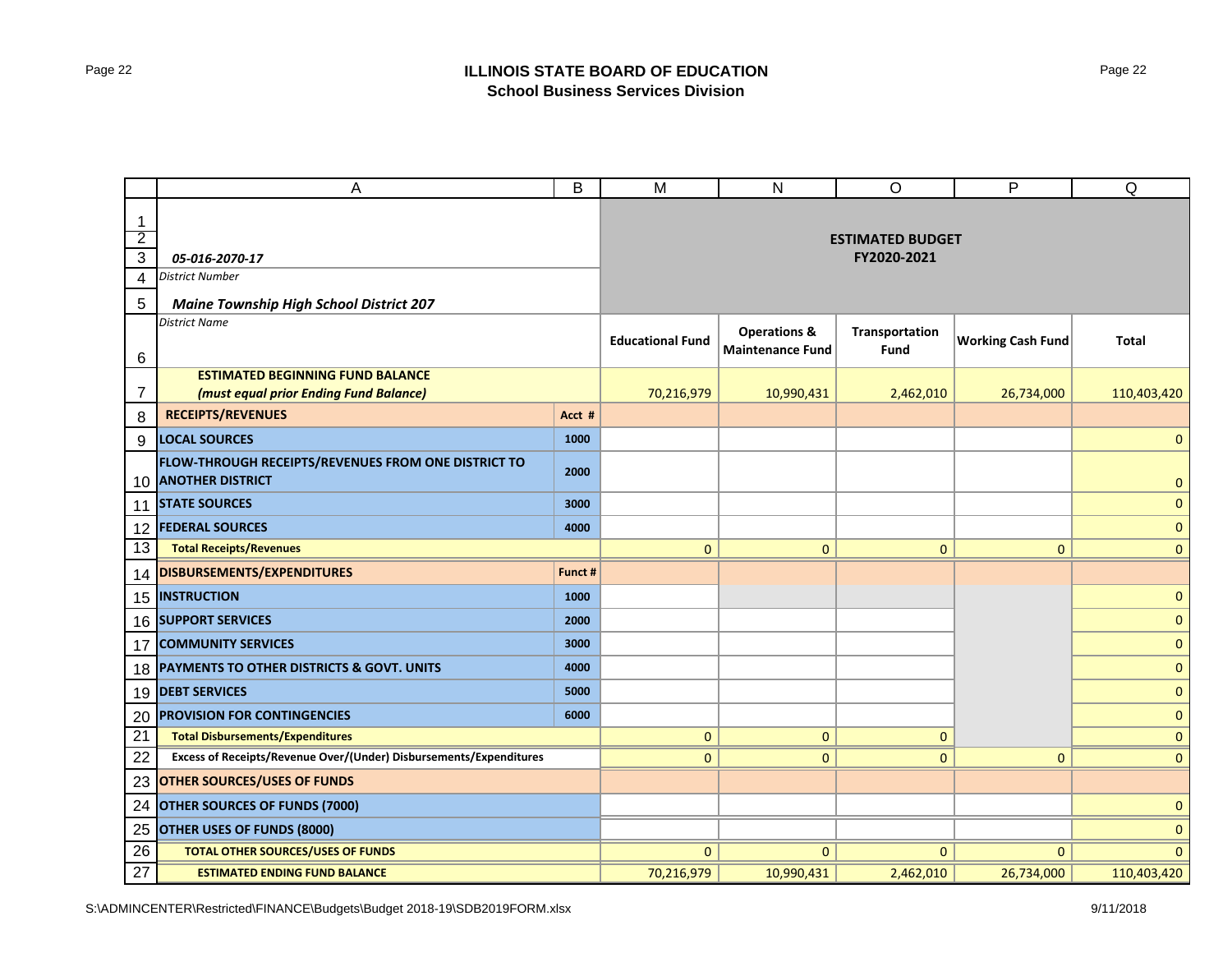## ILLINOIS STATE BOARD OF EDUCATION
### School Business Services Division

| | A | B | M | N | O | P | Q |
|---|---|---|---|---|---|---|---|
| 1 | | | **ESTIMATED BUDGET FY2020-2021** | | | | |
| 2 | | | | | | | |
| 3 | ***05-016-2070-17*** | | | | | | |
| 4 | *District Number* | | | | | | |
| 5 | ***Maine Township High School District 207*** | | | | | | |
| 6 | *District Name* | | **Educational Fund** | **Operations & Maintenance Fund** | **Transportation Fund** | **Working Cash Fund** | **Total** |
| 7 | **ESTIMATED BEGINNING FUND BALANCE *(must equal prior Ending Fund Balance)*** | | 70,216,979 | 10,990,431 | 2,462,010 | 26,734,000 | 110,403,420 |
| 8 | **RECEIPTS/REVENUES** | **Acct #** | | | | | |
| 9 | **LOCAL SOURCES** | **1000** | | | | | 0 |
| 10 | **FLOW-THROUGH RECEIPTS/REVENUES FROM ONE DISTRICT TO ANOTHER DISTRICT** | **2000** | | | | | 0 |
| 11 | **STATE SOURCES** | **3000** | | | | | 0 |
| 12 | **FEDERAL SOURCES** | **4000** | | | | | 0 |
| 13 | **Total Receipts/Revenues** | | 0 | 0 | 0 | 0 | 0 |
| 14 | **DISBURSEMENTS/EXPENDITURES** | **Funct #** | | | | | |
| 15 | **INSTRUCTION** | **1000** | | | | | 0 |
| 16 | **SUPPORT SERVICES** | **2000** | | | | | 0 |
| 17 | **COMMUNITY SERVICES** | **3000** | | | | | 0 |
| 18 | **PAYMENTS TO OTHER DISTRICTS & GOVT. UNITS** | **4000** | | | | | 0 |
| 19 | **DEBT SERVICES** | **5000** | | | | | 0 |
| 20 | **PROVISION FOR CONTINGENCIES** | **6000** | | | | | 0 |
| 21 | **Total Disbursements/Expenditures** | | 0 | 0 | 0 | | 0 |
| 22 | **Excess of Receipts/Revenue Over/(Under) Disbursements/Expenditures** | | 0 | 0 | 0 | 0 | 0 |
| 23 | **OTHER SOURCES/USES OF FUNDS** | | | | | | |
| 24 | **OTHER SOURCES OF FUNDS (7000)** | | | | | | 0 |
| 25 | **OTHER USES OF FUNDS (8000)** | | | | | | 0 |
| 26 | **TOTAL OTHER SOURCES/USES OF FUNDS** | | 0 | 0 | 0 | 0 | 0 |
| 27 | **ESTIMATED ENDING FUND BALANCE** | | 70,216,979 | 10,990,431 | 2,462,010 | 26,734,000 | 110,403,420 |

S:\ADMINCENTER\Restricted\FINANCE\Budgets\Budget 2018-19\SDB2019FORM.xlsx 9/11/2018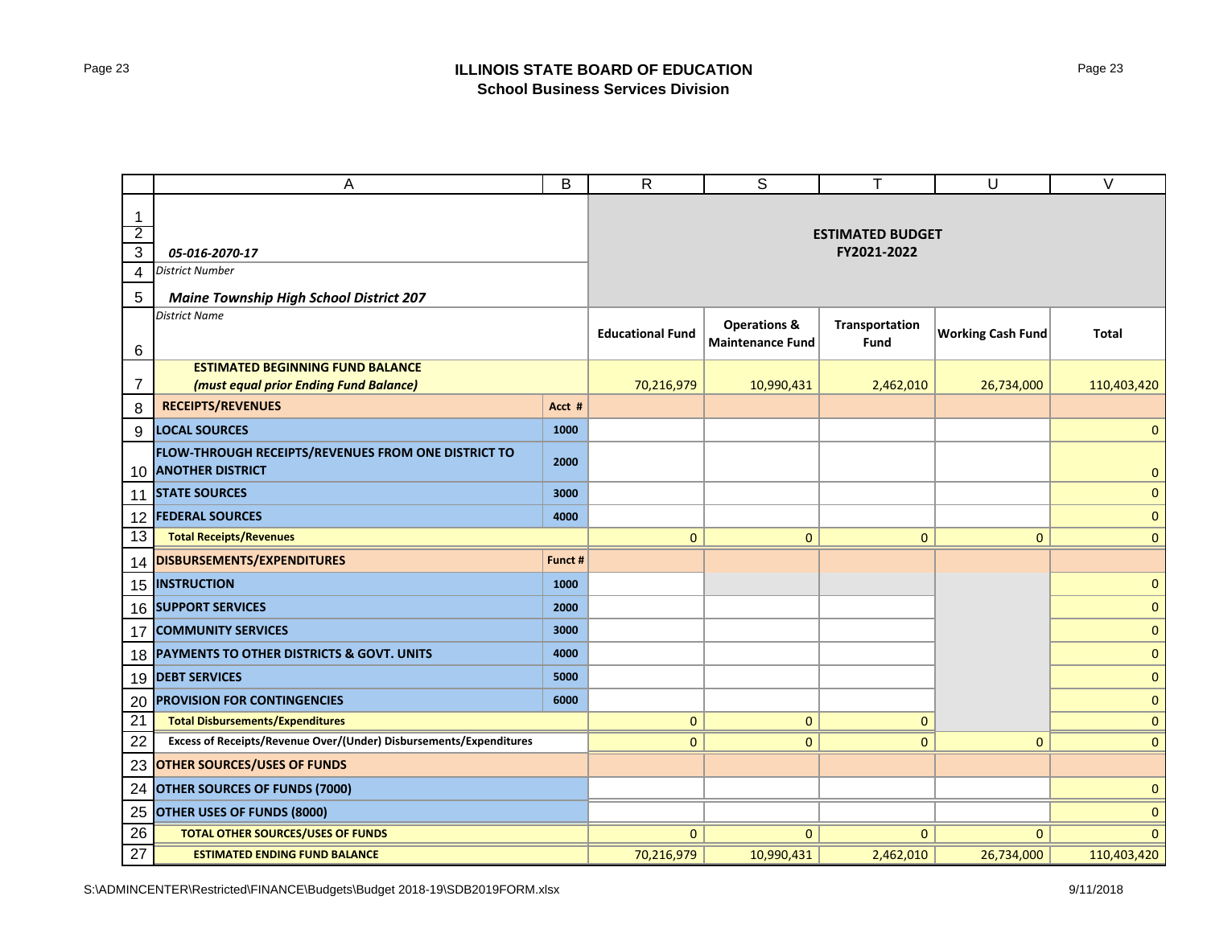## ILLINOIS STATE BOARD OF EDUCATION
### School Business Services Division

| | A | B | R | S | T | U | V |
|---|---|---|---|---|---|---|---|
| 1 | | | **ESTIMATED BUDGET FY2021-2022** | | | | |
| 2 | | | | | | | |
| 3 | *05-016-2070-17* | | | | | | |
| 4 | *District Number* | | | | | | |
| 5 | ***Maine Township High School District 207*** | | | | | | |
| 6 | *District Name* | | **Educational Fund** | **Operations & Maintenance Fund** | **Transportation Fund** | **Working Cash Fund** | **Total** |
| 7 | **ESTIMATED BEGINNING FUND BALANCE *(must equal prior Ending Fund Balance)*** | | 70,216,979 | 10,990,431 | 2,462,010 | 26,734,000 | 110,403,420 |
| 8 | **RECEIPTS/REVENUES** | **Acct #** | | | | | |
| 9 | **LOCAL SOURCES** | **1000** | | | | | 0 |
| 10 | **FLOW-THROUGH RECEIPTS/REVENUES FROM ONE DISTRICT TO ANOTHER DISTRICT** | **2000** | | | | | 0 |
| 11 | **STATE SOURCES** | **3000** | | | | | 0 |
| 12 | **FEDERAL SOURCES** | **4000** | | | | | 0 |
| 13 | **Total Receipts/Revenues** | | 0 | 0 | 0 | 0 | 0 |
| 14 | **DISBURSEMENTS/EXPENDITURES** | **Funct #** | | | | | |
| 15 | **INSTRUCTION** | **1000** | | | | | 0 |
| 16 | **SUPPORT SERVICES** | **2000** | | | | | 0 |
| 17 | **COMMUNITY SERVICES** | **3000** | | | | | 0 |
| 18 | **PAYMENTS TO OTHER DISTRICTS & GOVT. UNITS** | **4000** | | | | | 0 |
| 19 | **DEBT SERVICES** | **5000** | | | | | 0 |
| 20 | **PROVISION FOR CONTINGENCIES** | **6000** | | | | | 0 |
| 21 | **Total Disbursements/Expenditures** | | 0 | 0 | 0 | | 0 |
| 22 | **Excess of Receipts/Revenue Over/(Under) Disbursements/Expenditures** | | 0 | 0 | 0 | 0 | 0 |
| 23 | **OTHER SOURCES/USES OF FUNDS** | | | | | | |
| 24 | **OTHER SOURCES OF FUNDS (7000)** | | | | | | 0 |
| 25 | **OTHER USES OF FUNDS (8000)** | | | | | | 0 |
| 26 | **TOTAL OTHER SOURCES/USES OF FUNDS** | | 0 | 0 | 0 | 0 | 0 |
| 27 | **ESTIMATED ENDING FUND BALANCE** | | 70,216,979 | 10,990,431 | 2,462,010 | 26,734,000 | 110,403,420 |

S:\ADMINCENTER\Restricted\FINANCE\Budgets\Budget 2018-19\SDB2019FORM.xlsx 9/11/2018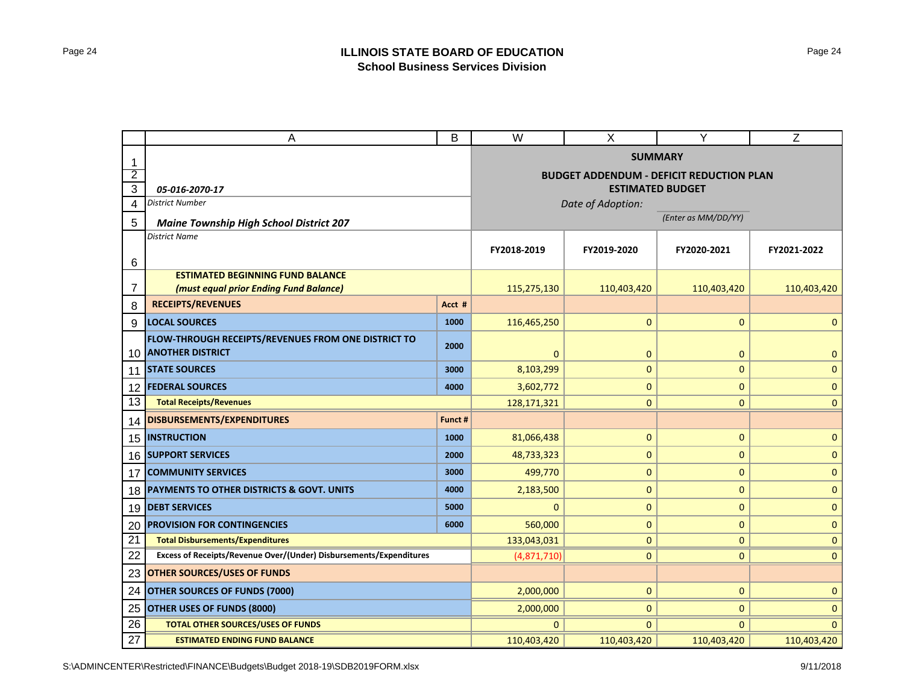# ILLINOIS STATE BOARD OF EDUCATION
## School Business Services Division

*05-016-2070-17*
*District Number*

***Maine Township High School District 207***
*District Name*

**SUMMARY**
**BUDGET ADDENDUM - DEFICIT REDUCTION PLAN**
**ESTIMATED BUDGET**
*Date of Adoption:* ________ *(Enter as MM/DD/YY)*

| | A | B | FY2018-2019 | FY2019-2020 | FY2020-2021 | FY2021-2022 |
|---|---|---|---|---|---|---|
| 7 | **ESTIMATED BEGINNING FUND BALANCE** ***(must equal prior Ending Fund Balance)*** | | 115,275,130 | 110,403,420 | 110,403,420 | 110,403,420 |
| 8 | **RECEIPTS/REVENUES** | **Acct #** | | | | |
| 9 | **LOCAL SOURCES** | **1000** | 116,465,250 | 0 | 0 | 0 |
| 10 | **FLOW-THROUGH RECEIPTS/REVENUES FROM ONE DISTRICT TO ANOTHER DISTRICT** | **2000** | 0 | 0 | 0 | 0 |
| 11 | **STATE SOURCES** | **3000** | 8,103,299 | 0 | 0 | 0 |
| 12 | **FEDERAL SOURCES** | **4000** | 3,602,772 | 0 | 0 | 0 |
| 13 | **Total Receipts/Revenues** | | 128,171,321 | 0 | 0 | 0 |
| 14 | **DISBURSEMENTS/EXPENDITURES** | **Funct #** | | | | |
| 15 | **INSTRUCTION** | **1000** | 81,066,438 | 0 | 0 | 0 |
| 16 | **SUPPORT SERVICES** | **2000** | 48,733,323 | 0 | 0 | 0 |
| 17 | **COMMUNITY SERVICES** | **3000** | 499,770 | 0 | 0 | 0 |
| 18 | **PAYMENTS TO OTHER DISTRICTS & GOVT. UNITS** | **4000** | 2,183,500 | 0 | 0 | 0 |
| 19 | **DEBT SERVICES** | **5000** | 0 | 0 | 0 | 0 |
| 20 | **PROVISION FOR CONTINGENCIES** | **6000** | 560,000 | 0 | 0 | 0 |
| 21 | **Total Disbursements/Expenditures** | | 133,043,031 | 0 | 0 | 0 |
| 22 | **Excess of Receipts/Revenue Over/(Under) Disbursements/Expenditures** | | (4,871,710) | 0 | 0 | 0 |
| 23 | **OTHER SOURCES/USES OF FUNDS** | | | | | |
| 24 | **OTHER SOURCES OF FUNDS (7000)** | | 2,000,000 | 0 | 0 | 0 |
| 25 | **OTHER USES OF FUNDS (8000)** | | 2,000,000 | 0 | 0 | 0 |
| 26 | **TOTAL OTHER SOURCES/USES OF FUNDS** | | 0 | 0 | 0 | 0 |
| 27 | **ESTIMATED ENDING FUND BALANCE** | | 110,403,420 | 110,403,420 | 110,403,420 | 110,403,420 |

S:\ADMINCENTER\Restricted\FINANCE\Budgets\Budget 2018-19\SDB2019FORM.xlsx 9/11/2018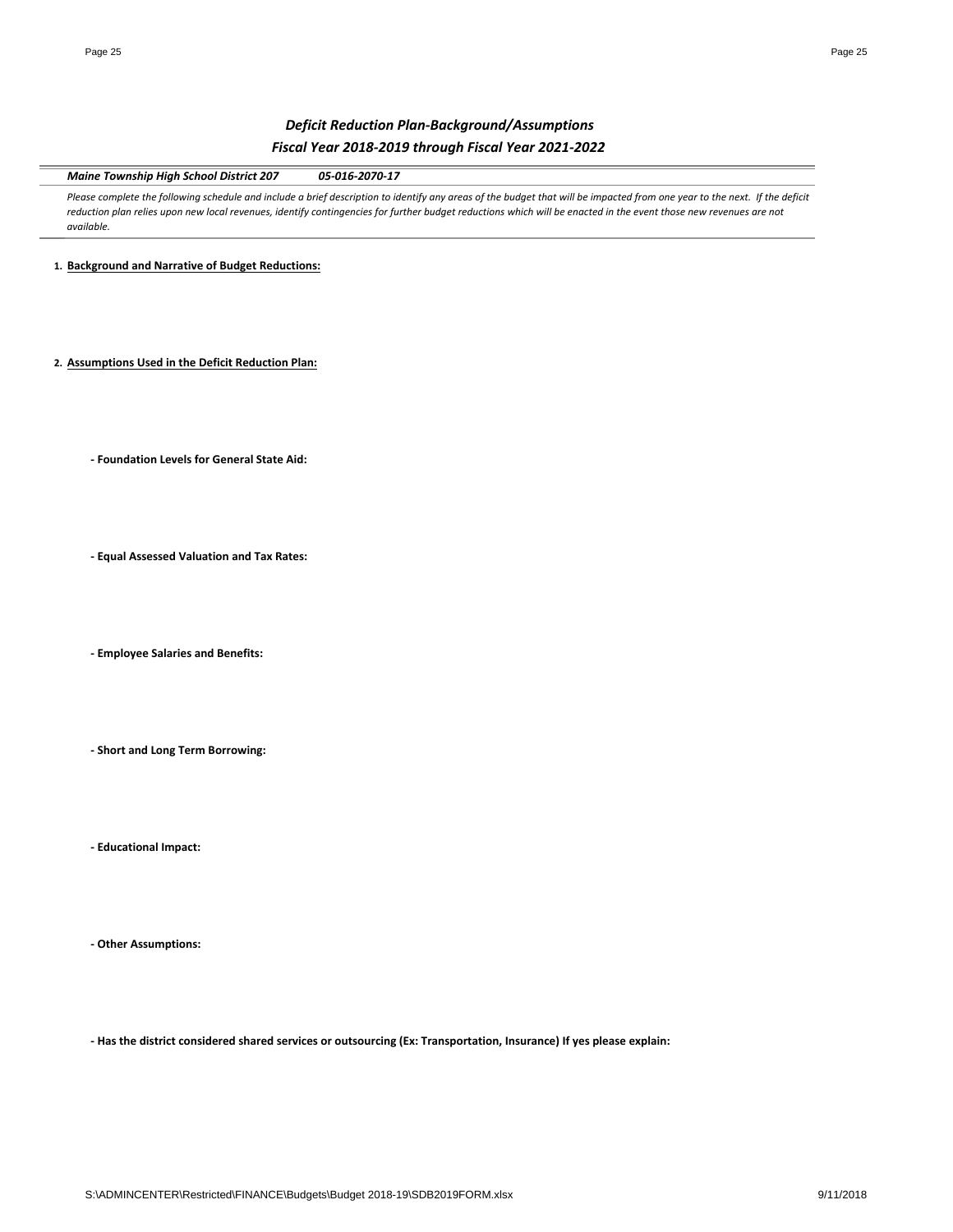## *Deficit Reduction Plan-Background/Assumptions*
## *Fiscal Year 2018-2019 through Fiscal Year 2021-2022*

***Maine Township High School District 207*** ***05-016-2070-17***

*Please complete the following schedule and include a brief description to identify any areas of the budget that will be impacted from one year to the next. If the deficit reduction plan relies upon new local revenues, identify contingencies for further budget reductions which will be enacted in the event those new revenues are not available.*

1. **Background and Narrative of Budget Reductions:**

2. **Assumptions Used in the Deficit Reduction Plan:**

**- Foundation Levels for General State Aid:**

**- Equal Assessed Valuation and Tax Rates:**

**- Employee Salaries and Benefits:**

**- Short and Long Term Borrowing:**

**- Educational Impact:**

**- Other Assumptions:**

**- Has the district considered shared services or outsourcing (Ex: Transportation, Insurance) If yes please explain:**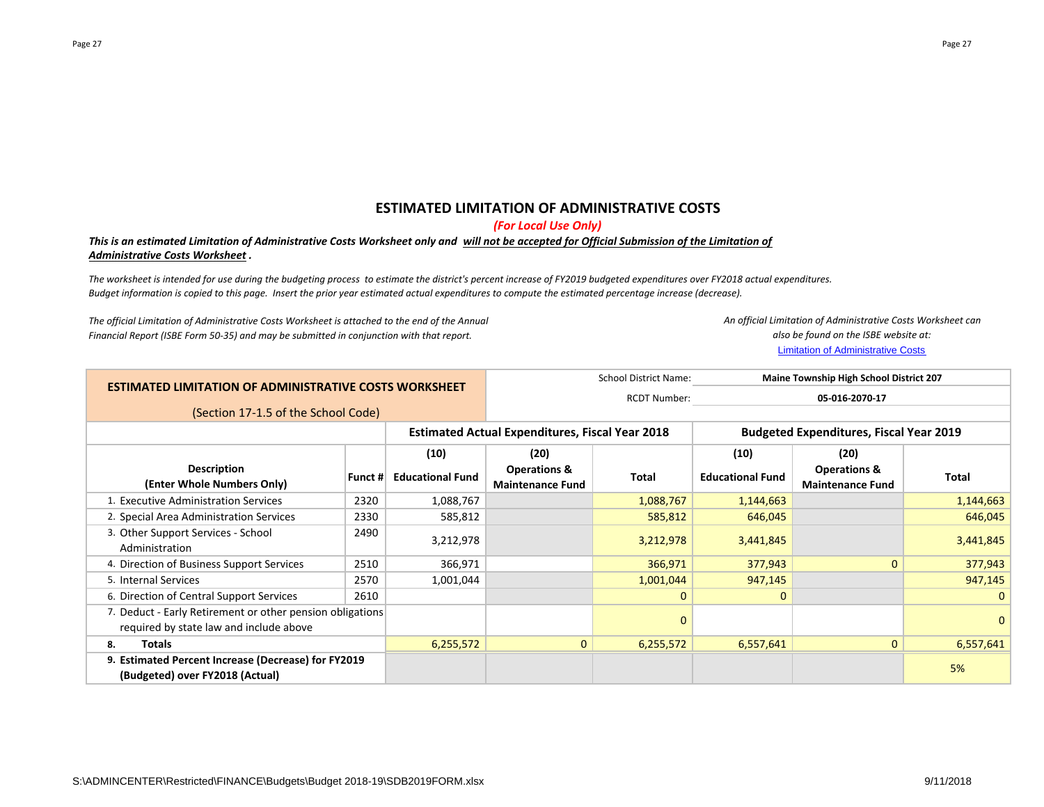# ESTIMATED LIMITATION OF ADMINISTRATIVE COSTS

*(For Local Use Only)*

***This is an estimated Limitation of Administrative Costs Worksheet only and <u>will not be accepted for Official Submission of the Limitation of Administrative Costs Worksheet</u>.***

*The worksheet is intended for use during the budgeting process to estimate the district's percent increase of FY2019 budgeted expenditures over FY2018 actual expenditures. Budget information is copied to this page. Insert the prior year estimated actual expenditures to compute the estimated percentage increase (decrease).*

*The official Limitation of Administrative Costs Worksheet is attached to the end of the Annual Financial Report (ISBE Form 50-35) and may be submitted in conjunction with that report.*

*An official Limitation of Administrative Costs Worksheet can also be found on the ISBE website at:*
Limitation of Administrative Costs

| **ESTIMATED LIMITATION OF ADMINISTRATIVE COSTS WORKSHEET** (Section 17-1.5 of the School Code) | | School District Name: | | | **Maine Township High School District 207** | | |
|---|---|---|---|---|---|---|---|
| | | RCDT Number: | | | **05-016-2070-17** | | |
| | | **Estimated Actual Expenditures, Fiscal Year 2018** | | | **Budgeted Expenditures, Fiscal Year 2019** | | |
| **Description (Enter Whole Numbers Only)** | **Funct #** | **(10) Educational Fund** | **(20) Operations & Maintenance Fund** | **Total** | **(10) Educational Fund** | **(20) Operations & Maintenance Fund** | **Total** |
| 1. Executive Administration Services | 2320 | 1,088,767 | | 1,088,767 | 1,144,663 | | 1,144,663 |
| 2. Special Area Administration Services | 2330 | 585,812 | | 585,812 | 646,045 | | 646,045 |
| 3. Other Support Services - School Administration | 2490 | 3,212,978 | | 3,212,978 | 3,441,845 | | 3,441,845 |
| 4. Direction of Business Support Services | 2510 | 366,971 | | 366,971 | 377,943 | 0 | 377,943 |
| 5. Internal Services | 2570 | 1,001,044 | | 1,001,044 | 947,145 | | 947,145 |
| 6. Direction of Central Support Services | 2610 | | | 0 | 0 | | 0 |
| 7. Deduct - Early Retirement or other pension obligations required by state law and include above | | | | 0 | | | 0 |
| 8. **Totals** | | 6,255,572 | 0 | 6,255,572 | 6,557,641 | 0 | 6,557,641 |
| 9. **Estimated Percent Increase (Decrease) for FY2019 (Budgeted) over FY2018 (Actual)** | | | | | | | 5% |

S:\ADMINCENTER\Restricted\FINANCE\Budgets\Budget 2018-19\SDB2019FORM.xlsx 9/11/2018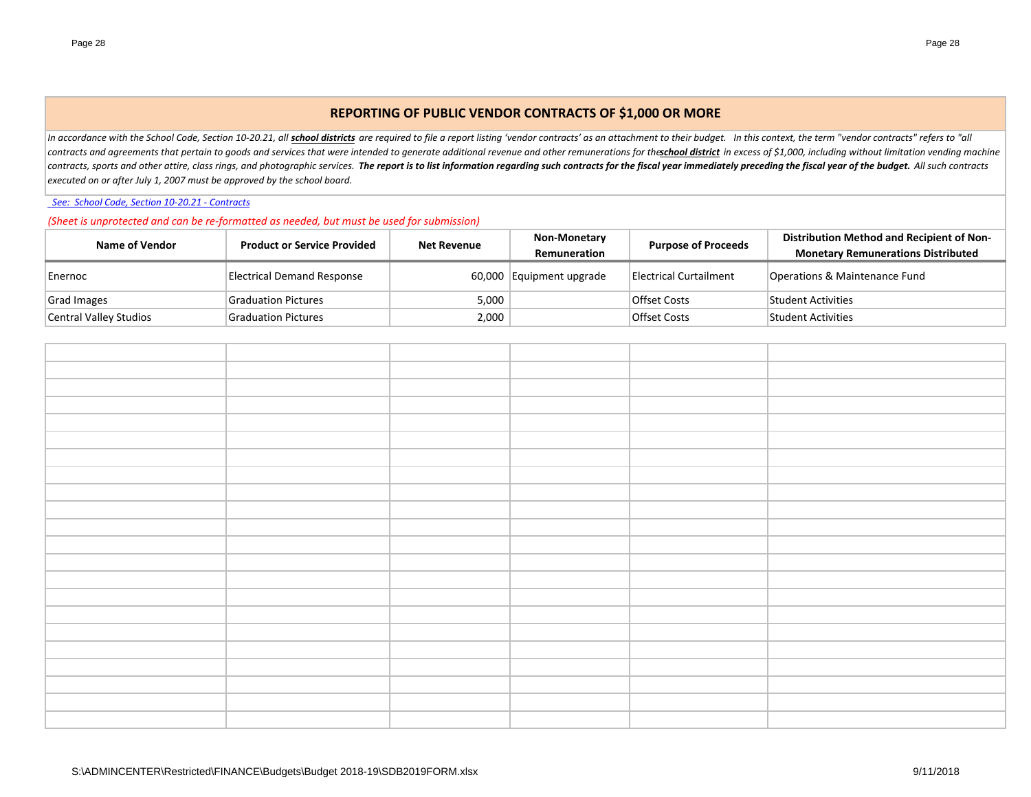## REPORTING OF PUBLIC VENDOR CONTRACTS OF $1,000 OR MORE

*In accordance with the School Code, Section 10-20.21, all* ***school districts*** *are required to file a report listing 'vendor contracts' as an attachment to their budget. In this context, the term "vendor contracts" refers to "all contracts and agreements that pertain to goods and services that were intended to generate additional revenue and other remunerations for the* ***school district*** *in excess of $1,000, including without limitation vending machine contracts, sports and other attire, class rings, and photographic services.* ***The report is to list information regarding such contracts for the fiscal year immediately preceding the fiscal year of the budget.*** *All such contracts executed on or after July 1, 2007 must be approved by the school board.*

*See: School Code, Section 10-20.21 - Contracts*

*(Sheet is unprotected and can be re-formatted as needed, but must be used for submission)*

| Name of Vendor | Product or Service Provided | Net Revenue | Non-Monetary Remuneration | Purpose of Proceeds | Distribution Method and Recipient of Non-Monetary Remunerations Distributed |
|---|---|---|---|---|---|
| Enernoc | Electrical Demand Response | 60,000 | Equipment upgrade | Electrical Curtailment | Operations & Maintenance Fund |
| Grad Images | Graduation Pictures | 5,000 | | Offset Costs | Student Activities |
| Central Valley Studios | Graduation Pictures | 2,000 | | Offset Costs | Student Activities |

S:\ADMINCENTER\Restricted\FINANCE\Budgets\Budget 2018-19\SDB2019FORM.xlsx

9/11/2018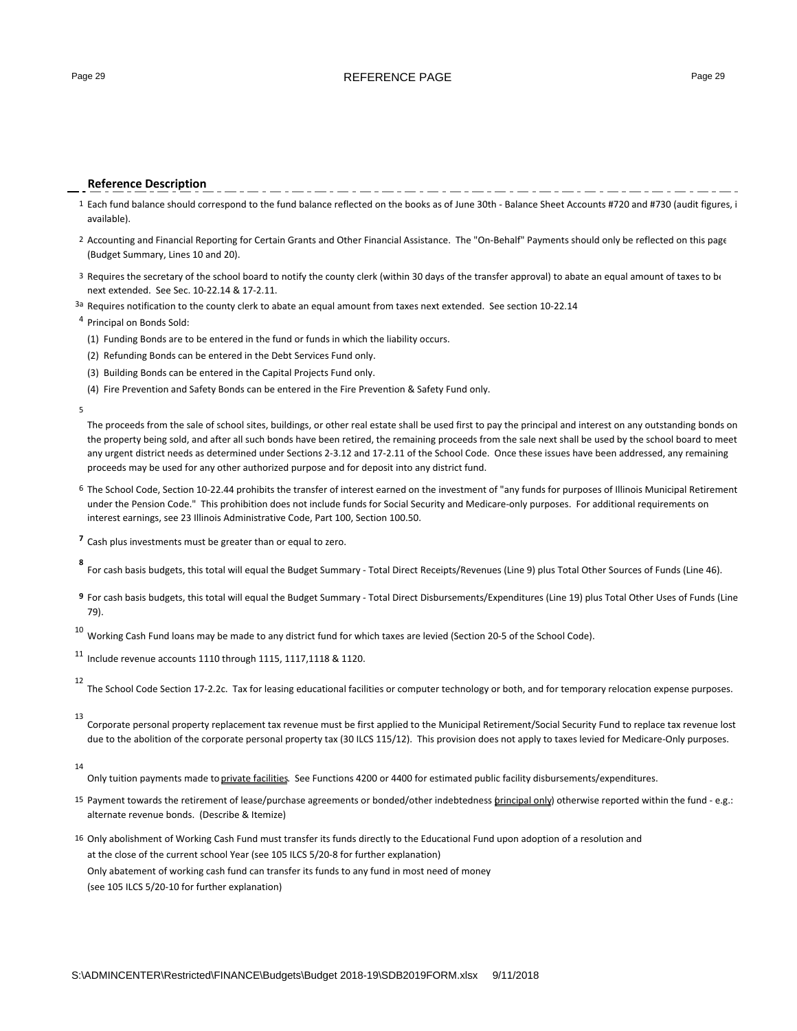# REFERENCE PAGE

**Reference Description**

1 Each fund balance should correspond to the fund balance reflected on the books as of June 30th - Balance Sheet Accounts #720 and #730 (audit figures, i available).

2 Accounting and Financial Reporting for Certain Grants and Other Financial Assistance. The "On-Behalf" Payments should only be reflected on this page (Budget Summary, Lines 10 and 20).

3 Requires the secretary of the school board to notify the county clerk (within 30 days of the transfer approval) to abate an equal amount of taxes to be next extended. See Sec. 10-22.14 & 17-2.11.

3a Requires notification to the county clerk to abate an equal amount from taxes next extended. See section 10-22.14

4 Principal on Bonds Sold:

(1) Funding Bonds are to be entered in the fund or funds in which the liability occurs.

(2) Refunding Bonds can be entered in the Debt Services Fund only.

(3) Building Bonds can be entered in the Capital Projects Fund only.

(4) Fire Prevention and Safety Bonds can be entered in the Fire Prevention & Safety Fund only.

5 The proceeds from the sale of school sites, buildings, or other real estate shall be used first to pay the principal and interest on any outstanding bonds on the property being sold, and after all such bonds have been retired, the remaining proceeds from the sale next shall be used by the school board to meet any urgent district needs as determined under Sections 2-3.12 and 17-2.11 of the School Code. Once these issues have been addressed, any remaining proceeds may be used for any other authorized purpose and for deposit into any district fund.

6 The School Code, Section 10-22.44 prohibits the transfer of interest earned on the investment of "any funds for purposes of Illinois Municipal Retirement under the Pension Code." This prohibition does not include funds for Social Security and Medicare-only purposes. For additional requirements on interest earnings, see 23 Illinois Administrative Code, Part 100, Section 100.50.

**7** Cash plus investments must be greater than or equal to zero.

**8** For cash basis budgets, this total will equal the Budget Summary - Total Direct Receipts/Revenues (Line 9) plus Total Other Sources of Funds (Line 46).

**9** For cash basis budgets, this total will equal the Budget Summary - Total Direct Disbursements/Expenditures (Line 19) plus Total Other Uses of Funds (Line 79).

10 Working Cash Fund loans may be made to any district fund for which taxes are levied (Section 20-5 of the School Code).

11 Include revenue accounts 1110 through 1115, 1117,1118 & 1120.

12 The School Code Section 17-2.2c. Tax for leasing educational facilities or computer technology or both, and for temporary relocation expense purposes.

13 Corporate personal property replacement tax revenue must be first applied to the Municipal Retirement/Social Security Fund to replace tax revenue lost due to the abolition of the corporate personal property tax (30 ILCS 115/12). This provision does not apply to taxes levied for Medicare-Only purposes.

14 Only tuition payments made to private facilities. See Functions 4200 or 4400 for estimated public facility disbursements/expenditures.

15 Payment towards the retirement of lease/purchase agreements or bonded/other indebtedness (principal only) otherwise reported within the fund - e.g.: alternate revenue bonds. (Describe & Itemize)

16 Only abolishment of Working Cash Fund must transfer its funds directly to the Educational Fund upon adoption of a resolution and at the close of the current school Year (see 105 ILCS 5/20-8 for further explanation)
Only abatement of working cash fund can transfer its funds to any fund in most need of money
(see 105 ILCS 5/20-10 for further explanation)

S:\ADMINCENTER\Restricted\FINANCE\Budgets\Budget 2018-19\SDB2019FORM.xlsx 9/11/2018